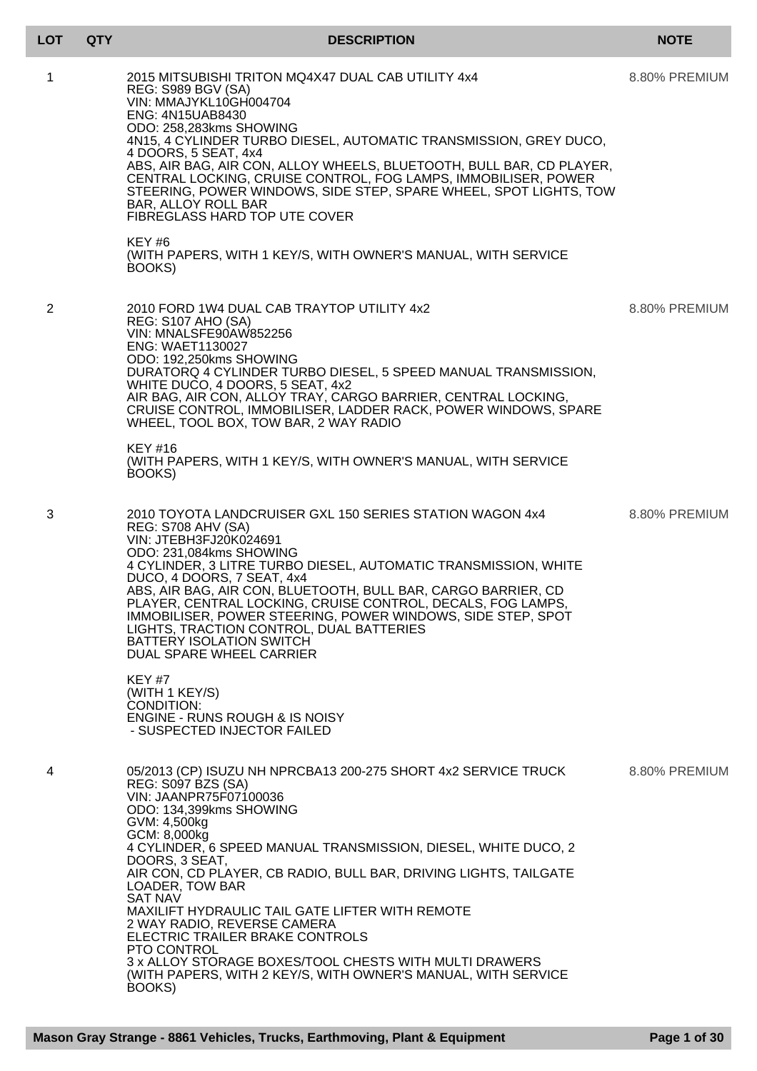| LOT | QTY | DESCRIPTION | NOTE |
|---|---|---|---|
| 1 | | 2015 MITSUBISHI TRITON MQ4X47 DUAL CAB UTILITY 4x4<br>REG: S989 BGV (SA)<br>VIN: MMAJYKL10GH004704<br>ENG: 4N15UAB8430<br>ODO: 258,283kms SHOWING<br>4N15, 4 CYLINDER TURBO DIESEL, AUTOMATIC TRANSMISSION, GREY DUCO, 4 DOORS, 5 SEAT, 4x4<br>ABS, AIR BAG, AIR CON, ALLOY WHEELS, BLUETOOTH, BULL BAR, CD PLAYER, CENTRAL LOCKING, CRUISE CONTROL, FOG LAMPS, IMMOBILISER, POWER STEERING, POWER WINDOWS, SIDE STEP, SPARE WHEEL, SPOT LIGHTS, TOW BAR, ALLOY ROLL BAR<br>FIBREGLASS HARD TOP UTE COVER<br><br>KEY #6<br>(WITH PAPERS, WITH 1 KEY/S, WITH OWNER'S MANUAL, WITH SERVICE BOOKS) | 8.80% PREMIUM |
| 2 | | 2010 FORD 1W4 DUAL CAB TRAYTOP UTILITY 4x2<br>REG: S107 AHO (SA)<br>VIN: MNALSFE90AW852256<br>ENG: WAET1130027<br>ODO: 192,250kms SHOWING<br>DURATORQ 4 CYLINDER TURBO DIESEL, 5 SPEED MANUAL TRANSMISSION, WHITE DUCO, 4 DOORS, 5 SEAT, 4x2<br>AIR BAG, AIR CON, ALLOY TRAY, CARGO BARRIER, CENTRAL LOCKING, CRUISE CONTROL, IMMOBILISER, LADDER RACK, POWER WINDOWS, SPARE WHEEL, TOOL BOX, TOW BAR, 2 WAY RADIO<br><br>KEY #16<br>(WITH PAPERS, WITH 1 KEY/S, WITH OWNER'S MANUAL, WITH SERVICE BOOKS) | 8.80% PREMIUM |
| 3 | | 2010 TOYOTA LANDCRUISER GXL 150 SERIES STATION WAGON 4x4<br>REG: S708 AHV (SA)<br>VIN: JTEBH3FJ20K024691<br>ODO: 231,084kms SHOWING<br>4 CYLINDER, 3 LITRE TURBO DIESEL, AUTOMATIC TRANSMISSION, WHITE DUCO, 4 DOORS, 7 SEAT, 4x4<br>ABS, AIR BAG, AIR CON, BLUETOOTH, BULL BAR, CARGO BARRIER, CD PLAYER, CENTRAL LOCKING, CRUISE CONTROL, DECALS, FOG LAMPS, IMMOBILISER, POWER STEERING, POWER WINDOWS, SIDE STEP, SPOT LIGHTS, TRACTION CONTROL, DUAL BATTERIES<br>BATTERY ISOLATION SWITCH<br>DUAL SPARE WHEEL CARRIER<br><br>KEY #7<br>(WITH 1 KEY/S)<br>CONDITION:<br>ENGINE - RUNS ROUGH & IS NOISY<br>- SUSPECTED INJECTOR FAILED | 8.80% PREMIUM |
| 4 | | 05/2013 (CP) ISUZU NH NPRCBA13 200-275 SHORT 4x2 SERVICE TRUCK<br>REG: S097 BZS (SA)<br>VIN: JAANPR75F07100036<br>ODO: 134,399kms SHOWING<br>GVM: 4,500kg<br>GCM: 8,000kg<br>4 CYLINDER, 6 SPEED MANUAL TRANSMISSION, DIESEL, WHITE DUCO, 2 DOORS, 3 SEAT,<br>AIR CON, CD PLAYER, CB RADIO, BULL BAR, DRIVING LIGHTS, TAILGATE LOADER, TOW BAR<br>SAT NAV<br>MAXILIFT HYDRAULIC TAIL GATE LIFTER WITH REMOTE<br>2 WAY RADIO, REVERSE CAMERA<br>ELECTRIC TRAILER BRAKE CONTROLS<br>PTO CONTROL<br>3 x ALLOY STORAGE BOXES/TOOL CHESTS WITH MULTI DRAWERS<br>(WITH PAPERS, WITH 2 KEY/S, WITH OWNER'S MANUAL, WITH SERVICE BOOKS) | 8.80% PREMIUM |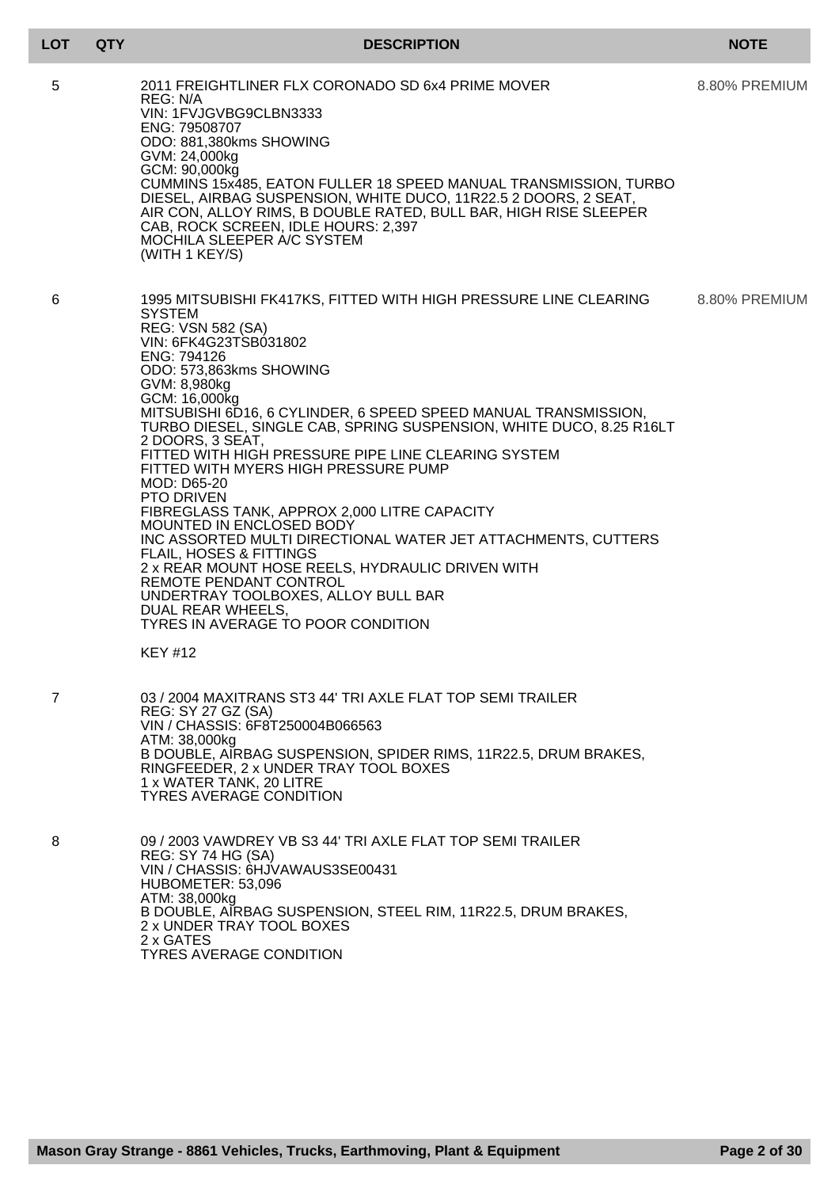| LOT | QTY | DESCRIPTION | NOTE |
| --- | --- | --- | --- |
| 5 | | 2011 FREIGHTLINER FLX CORONADO SD 6x4 PRIME MOVER<br>REG: N/A<br>VIN: 1FVJGVBG9CLBN3333<br>ENG: 79508707<br>ODO: 881,380kms SHOWING<br>GVM: 24,000kg<br>GCM: 90,000kg<br>CUMMINS 15x485, EATON FULLER 18 SPEED MANUAL TRANSMISSION, TURBO DIESEL, AIRBAG SUSPENSION, WHITE DUCO, 11R22.5 2 DOORS, 2 SEAT, AIR CON, ALLOY RIMS, B DOUBLE RATED, BULL BAR, HIGH RISE SLEEPER CAB, ROCK SCREEN, IDLE HOURS: 2,397<br>MOCHILA SLEEPER A/C SYSTEM<br>(WITH 1 KEY/S) | 8.80% PREMIUM |
| 6 | | 1995 MITSUBISHI FK417KS, FITTED WITH HIGH PRESSURE LINE CLEARING SYSTEM<br>REG: VSN 582 (SA)<br>VIN: 6FK4G23TSB031802<br>ENG: 794126<br>ODO: 573,863kms SHOWING<br>GVM: 8,980kg<br>GCM: 16,000kg<br>MITSUBISHI 6D16, 6 CYLINDER, 6 SPEED SPEED MANUAL TRANSMISSION, TURBO DIESEL, SINGLE CAB, SPRING SUSPENSION, WHITE DUCO, 8.25 R16LT 2 DOORS, 3 SEAT,<br>FITTED WITH HIGH PRESSURE PIPE LINE CLEARING SYSTEM<br>FITTED WITH MYERS HIGH PRESSURE PUMP<br>MOD: D65-20<br>PTO DRIVEN<br>FIBREGLASS TANK, APPROX 2,000 LITRE CAPACITY<br>MOUNTED IN ENCLOSED BODY<br>INC ASSORTED MULTI DIRECTIONAL WATER JET ATTACHMENTS, CUTTERS FLAIL, HOSES & FITTINGS<br>2 x REAR MOUNT HOSE REELS, HYDRAULIC DRIVEN WITH REMOTE PENDANT CONTROL<br>UNDERTRAY TOOLBOXES, ALLOY BULL BAR<br>DUAL REAR WHEELS,<br>TYRES IN AVERAGE TO POOR CONDITION<br><br>KEY #12 | 8.80% PREMIUM |
| 7 | | 03 / 2004 MAXITRANS ST3 44' TRI AXLE FLAT TOP SEMI TRAILER<br>REG: SY 27 GZ (SA)<br>VIN / CHASSIS: 6F8T250004B066563<br>ATM: 38,000kg<br>B DOUBLE, AIRBAG SUSPENSION, SPIDER RIMS, 11R22.5, DRUM BRAKES, RINGFEEDER, 2 x UNDER TRAY TOOL BOXES<br>1 x WATER TANK, 20 LITRE<br>TYRES AVERAGE CONDITION | |
| 8 | | 09 / 2003 VAWDREY VB S3 44' TRI AXLE FLAT TOP SEMI TRAILER<br>REG: SY 74 HG (SA)<br>VIN / CHASSIS: 6HJVAWAUS3SE00431<br>HUBOMETER: 53,096<br>ATM: 38,000kg<br>B DOUBLE, AIRBAG SUSPENSION, STEEL RIM, 11R22.5, DRUM BRAKES,<br>2 x UNDER TRAY TOOL BOXES<br>2 x GATES<br>TYRES AVERAGE CONDITION | |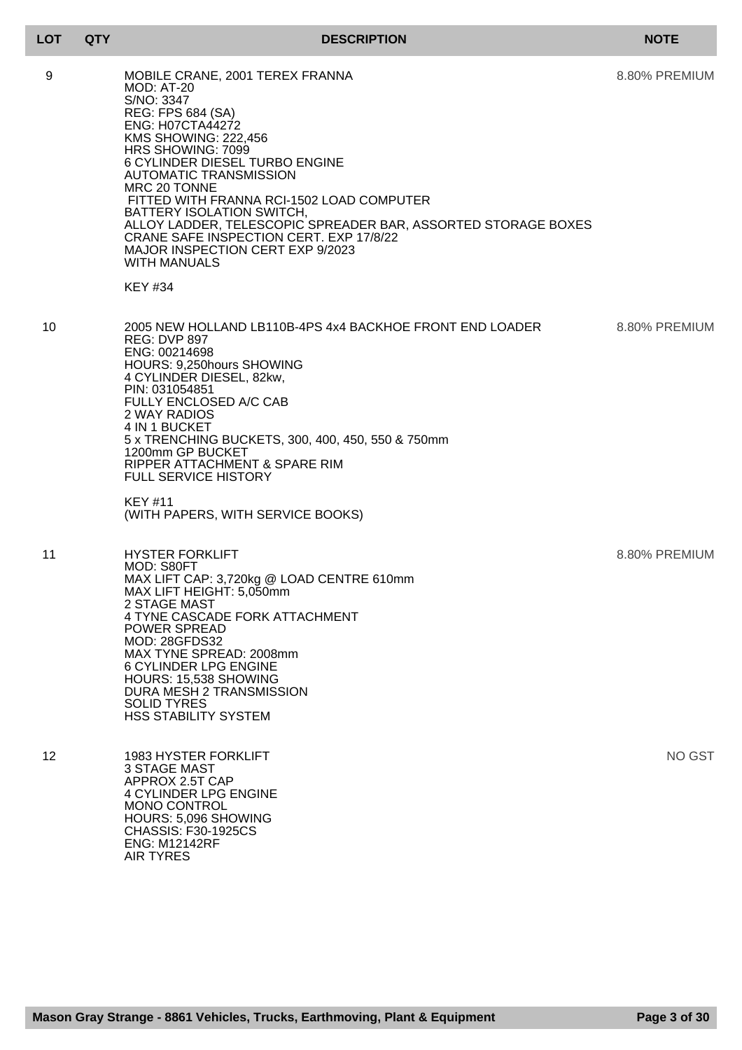| LOT | QTY | DESCRIPTION | NOTE |
| --- | --- | --- | --- |
| 9 | | MOBILE CRANE, 2001 TEREX FRANNA<br>MOD: AT-20<br>S/NO: 3347<br>REG: FPS 684 (SA)<br>ENG: H07CTA44272<br>KMS SHOWING: 222,456<br>HRS SHOWING: 7099<br>6 CYLINDER DIESEL TURBO ENGINE<br>AUTOMATIC TRANSMISSION<br>MRC 20 TONNE<br>FITTED WITH FRANNA RCI-1502 LOAD COMPUTER<br>BATTERY ISOLATION SWITCH,<br>ALLOY LADDER, TELESCOPIC SPREADER BAR, ASSORTED STORAGE BOXES<br>CRANE SAFE INSPECTION CERT. EXP 17/8/22<br>MAJOR INSPECTION CERT EXP 9/2023<br>WITH MANUALS<br><br>KEY #34 | 8.80% PREMIUM |
| 10 | | 2005 NEW HOLLAND LB110B-4PS 4x4 BACKHOE FRONT END LOADER<br>REG: DVP 897<br>ENG: 00214698<br>HOURS: 9,250hours SHOWING<br>4 CYLINDER DIESEL, 82kw,<br>PIN: 031054851<br>FULLY ENCLOSED A/C CAB<br>2 WAY RADIOS<br>4 IN 1 BUCKET<br>5 x TRENCHING BUCKETS, 300, 400, 450, 550 & 750mm<br>1200mm GP BUCKET<br>RIPPER ATTACHMENT & SPARE RIM<br>FULL SERVICE HISTORY<br><br>KEY #11<br>(WITH PAPERS, WITH SERVICE BOOKS) | 8.80% PREMIUM |
| 11 | | HYSTER FORKLIFT<br>MOD: S80FT<br>MAX LIFT CAP: 3,720kg @ LOAD CENTRE 610mm<br>MAX LIFT HEIGHT: 5,050mm<br>2 STAGE MAST<br>4 TYNE CASCADE FORK ATTACHMENT<br>POWER SPREAD<br>MOD: 28GFDS32<br>MAX TYNE SPREAD: 2008mm<br>6 CYLINDER LPG ENGINE<br>HOURS: 15,538 SHOWING<br>DURA MESH 2 TRANSMISSION<br>SOLID TYRES<br>HSS STABILITY SYSTEM | 8.80% PREMIUM |
| 12 | | 1983 HYSTER FORKLIFT<br>3 STAGE MAST<br>APPROX 2.5T CAP<br>4 CYLINDER LPG ENGINE<br>MONO CONTROL<br>HOURS: 5,096 SHOWING<br>CHASSIS: F30-1925CS<br>ENG: M12142RF<br>AIR TYRES | NO GST |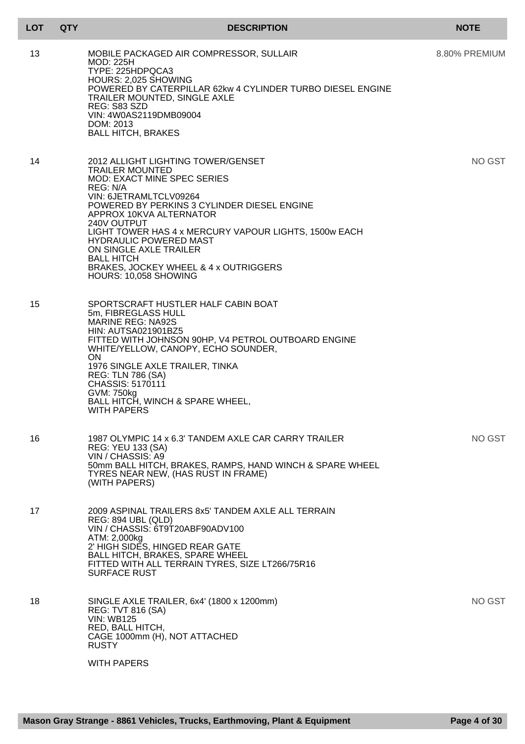| LOT | QTY | DESCRIPTION | NOTE |
|---|---|---|---|
| 13 | | MOBILE PACKAGED AIR COMPRESSOR, SULLAIR<br>MOD: 225H<br>TYPE: 225HDPQCA3<br>HOURS: 2,025 SHOWING<br>POWERED BY CATERPILLAR 62kw 4 CYLINDER TURBO DIESEL ENGINE<br>TRAILER MOUNTED, SINGLE AXLE<br>REG: S83 SZD<br>VIN: 4W0AS2119DMB09004<br>DOM: 2013<br>BALL HITCH, BRAKES | 8.80% PREMIUM |
| 14 | | 2012 ALLIGHT LIGHTING TOWER/GENSET<br>TRAILER MOUNTED<br>MOD: EXACT MINE SPEC SERIES<br>REG: N/A<br>VIN: 6JETRAMLTCLV09264<br>POWERED BY PERKINS 3 CYLINDER DIESEL ENGINE<br>APPROX 10KVA ALTERNATOR<br>240V OUTPUT<br>LIGHT TOWER HAS 4 x MERCURY VAPOUR LIGHTS, 1500w EACH<br>HYDRAULIC POWERED MAST<br>ON SINGLE AXLE TRAILER<br>BALL HITCH<br>BRAKES, JOCKEY WHEEL & 4 x OUTRIGGERS<br>HOURS: 10,058 SHOWING | NO GST |
| 15 | | SPORTSCRAFT HUSTLER HALF CABIN BOAT<br>5m, FIBREGLASS HULL<br>MARINE REG: NA92S<br>HIN: AUTSA021901BZ5<br>FITTED WITH JOHNSON 90HP, V4 PETROL OUTBOARD ENGINE<br>WHITE/YELLOW, CANOPY, ECHO SOUNDER,<br>ON<br>1976 SINGLE AXLE TRAILER, TINKA<br>REG: TLN 786 (SA)<br>CHASSIS: 5170111<br>GVM: 750kg<br>BALL HITCH, WINCH & SPARE WHEEL,<br>WITH PAPERS | |
| 16 | | 1987 OLYMPIC 14 x 6.3' TANDEM AXLE CAR CARRY TRAILER<br>REG: YEU 133 (SA)<br>VIN / CHASSIS: A9<br>50mm BALL HITCH, BRAKES, RAMPS, HAND WINCH & SPARE WHEEL<br>TYRES NEAR NEW, (HAS RUST IN FRAME)<br>(WITH PAPERS) | NO GST |
| 17 | | 2009 ASPINAL TRAILERS 8x5' TANDEM AXLE ALL TERRAIN<br>REG: 894 UBL (QLD)<br>VIN / CHASSIS: 6T9T20ABF90ADV100<br>ATM: 2,000kg<br>2' HIGH SIDES, HINGED REAR GATE<br>BALL HITCH, BRAKES, SPARE WHEEL<br>FITTED WITH ALL TERRAIN TYRES, SIZE LT266/75R16<br>SURFACE RUST | |
| 18 | | SINGLE AXLE TRAILER, 6x4' (1800 x 1200mm)<br>REG: TVT 816 (SA)<br>VIN: WB125<br>RED, BALL HITCH,<br>CAGE 1000mm (H), NOT ATTACHED<br>RUSTY<br><br>WITH PAPERS | NO GST |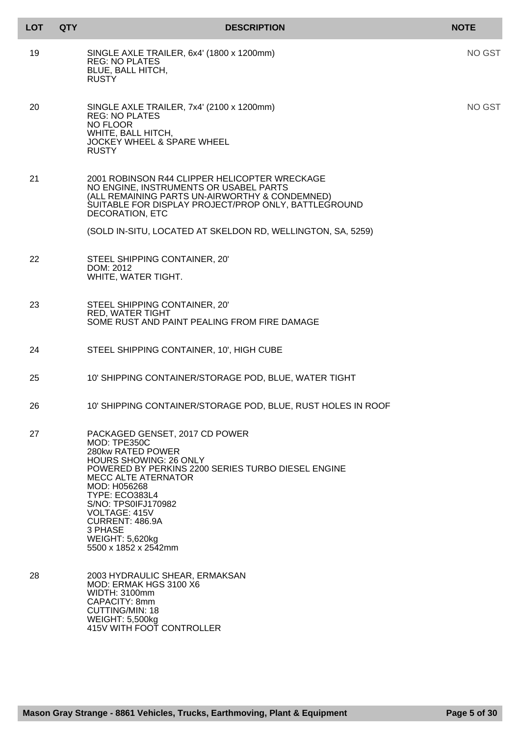| LOT | QTY | DESCRIPTION | NOTE |
|---|---|---|---|
| 19 | | SINGLE AXLE TRAILER, 6x4' (1800 x 1200mm)<br>REG: NO PLATES<br>BLUE, BALL HITCH,<br>RUSTY | NO GST |
| 20 | | SINGLE AXLE TRAILER, 7x4' (2100 x 1200mm)<br>REG: NO PLATES<br>NO FLOOR<br>WHITE, BALL HITCH,<br>JOCKEY WHEEL & SPARE WHEEL<br>RUSTY | NO GST |
| 21 | | 2001 ROBINSON R44 CLIPPER HELICOPTER WRECKAGE<br>NO ENGINE, INSTRUMENTS OR USABEL PARTS<br>(ALL REMAINING PARTS UN-AIRWORTHY & CONDEMNED)<br>SUITABLE FOR DISPLAY PROJECT/PROP ONLY, BATTLEGROUND DECORATION, ETC<br><br>(SOLD IN-SITU, LOCATED AT SKELDON RD, WELLINGTON, SA, 5259) | |
| 22 | | STEEL SHIPPING CONTAINER, 20'<br>DOM: 2012<br>WHITE, WATER TIGHT. | |
| 23 | | STEEL SHIPPING CONTAINER, 20'<br>RED, WATER TIGHT<br>SOME RUST AND PAINT PEALING FROM FIRE DAMAGE | |
| 24 | | STEEL SHIPPING CONTAINER, 10', HIGH CUBE | |
| 25 | | 10' SHIPPING CONTAINER/STORAGE POD, BLUE, WATER TIGHT | |
| 26 | | 10' SHIPPING CONTAINER/STORAGE POD, BLUE, RUST HOLES IN ROOF | |
| 27 | | PACKAGED GENSET, 2017 CD POWER<br>MOD: TPE350C<br>280kw RATED POWER<br>HOURS SHOWING: 26 ONLY<br>POWERED BY PERKINS 2200 SERIES TURBO DIESEL ENGINE<br>MECC ALTE ATERNATOR<br>MOD: H056268<br>TYPE: ECO383L4<br>S/NO: TPS0IFJ170982<br>VOLTAGE: 415V<br>CURRENT: 486.9A<br>3 PHASE<br>WEIGHT: 5,620kg<br>5500 x 1852 x 2542mm | |
| 28 | | 2003 HYDRAULIC SHEAR, ERMAKSAN<br>MOD: ERMAK HGS 3100 X6<br>WIDTH: 3100mm<br>CAPACITY: 8mm<br>CUTTING/MIN: 18<br>WEIGHT: 5,500kg<br>415V WITH FOOT CONTROLLER | |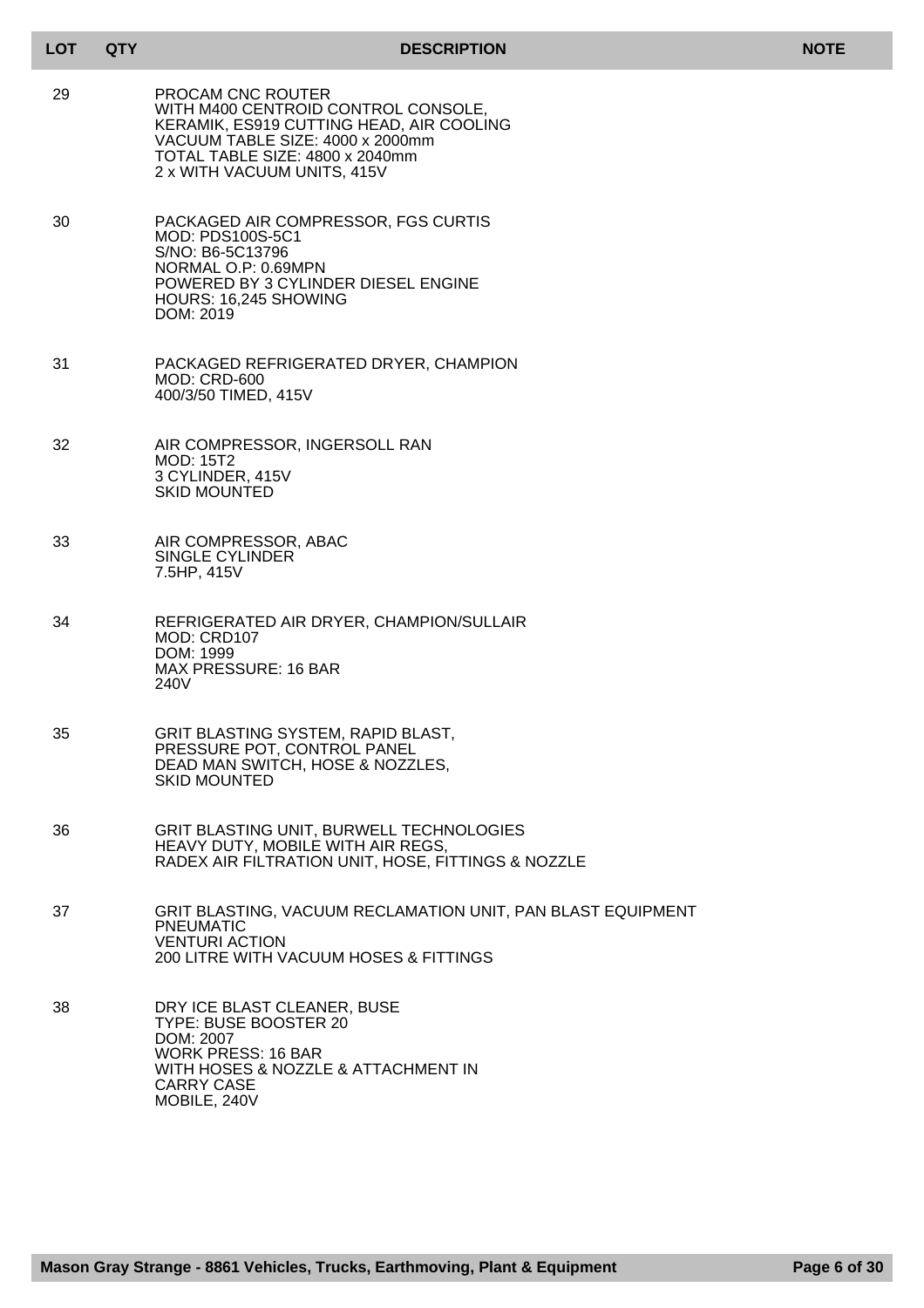| LOT | QTY | DESCRIPTION | NOTE |
| --- | --- | --- | --- |
| 29 | | PROCAM CNC ROUTER<br>WITH M400 CENTROID CONTROL CONSOLE,<br>KERAMIK, ES919 CUTTING HEAD, AIR COOLING<br>VACUUM TABLE SIZE: 4000 x 2000mm<br>TOTAL TABLE SIZE: 4800 x 2040mm<br>2 x WITH VACUUM UNITS, 415V | |
| 30 | | PACKAGED AIR COMPRESSOR, FGS CURTIS<br>MOD: PDS100S-5C1<br>S/NO: B6-5C13796<br>NORMAL O.P: 0.69MPN<br>POWERED BY 3 CYLINDER DIESEL ENGINE<br>HOURS: 16,245 SHOWING<br>DOM: 2019 | |
| 31 | | PACKAGED REFRIGERATED DRYER, CHAMPION<br>MOD: CRD-600<br>400/3/50 TIMED, 415V | |
| 32 | | AIR COMPRESSOR, INGERSOLL RAN<br>MOD: 15T2<br>3 CYLINDER, 415V<br>SKID MOUNTED | |
| 33 | | AIR COMPRESSOR, ABAC<br>SINGLE CYLINDER<br>7.5HP, 415V | |
| 34 | | REFRIGERATED AIR DRYER, CHAMPION/SULLAIR<br>MOD: CRD107<br>DOM: 1999<br>MAX PRESSURE: 16 BAR<br>240V | |
| 35 | | GRIT BLASTING SYSTEM, RAPID BLAST,<br>PRESSURE POT, CONTROL PANEL<br>DEAD MAN SWITCH, HOSE & NOZZLES,<br>SKID MOUNTED | |
| 36 | | GRIT BLASTING UNIT, BURWELL TECHNOLOGIES<br>HEAVY DUTY, MOBILE WITH AIR REGS,<br>RADEX AIR FILTRATION UNIT, HOSE, FITTINGS & NOZZLE | |
| 37 | | GRIT BLASTING, VACUUM RECLAMATION UNIT, PAN BLAST EQUIPMENT<br>PNEUMATIC<br>VENTURI ACTION<br>200 LITRE WITH VACUUM HOSES & FITTINGS | |
| 38 | | DRY ICE BLAST CLEANER, BUSE<br>TYPE: BUSE BOOSTER 20<br>DOM: 2007<br>WORK PRESS: 16 BAR<br>WITH HOSES & NOZZLE & ATTACHMENT IN<br>CARRY CASE<br>MOBILE, 240V | |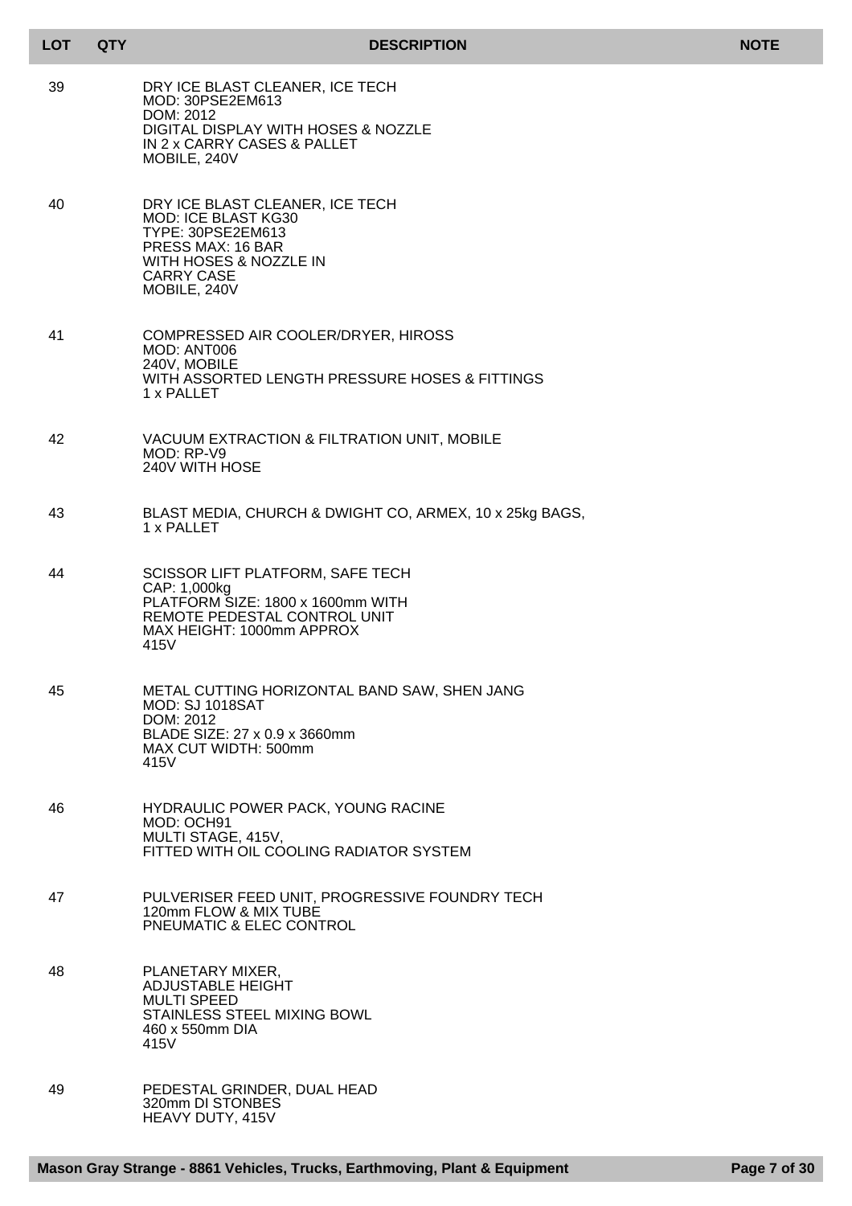| LOT | QTY | DESCRIPTION | NOTE |
| --- | --- | --- | --- |
| 39 | | DRY ICE BLAST CLEANER, ICE TECH<br>MOD: 30PSE2EM613<br>DOM: 2012<br>DIGITAL DISPLAY WITH HOSES & NOZZLE<br>IN 2 x CARRY CASES & PALLET<br>MOBILE, 240V | |
| 40 | | DRY ICE BLAST CLEANER, ICE TECH<br>MOD: ICE BLAST KG30<br>TYPE: 30PSE2EM613<br>PRESS MAX: 16 BAR<br>WITH HOSES & NOZZLE IN<br>CARRY CASE<br>MOBILE, 240V | |
| 41 | | COMPRESSED AIR COOLER/DRYER, HIROSS<br>MOD: ANT006<br>240V, MOBILE<br>WITH ASSORTED LENGTH PRESSURE HOSES & FITTINGS<br>1 x PALLET | |
| 42 | | VACUUM EXTRACTION & FILTRATION UNIT, MOBILE<br>MOD: RP-V9<br>240V WITH HOSE | |
| 43 | | BLAST MEDIA, CHURCH & DWIGHT CO, ARMEX, 10 x 25kg BAGS,<br>1 x PALLET | |
| 44 | | SCISSOR LIFT PLATFORM, SAFE TECH<br>CAP: 1,000kg<br>PLATFORM SIZE: 1800 x 1600mm WITH<br>REMOTE PEDESTAL CONTROL UNIT<br>MAX HEIGHT: 1000mm APPROX<br>415V | |
| 45 | | METAL CUTTING HORIZONTAL BAND SAW, SHEN JANG<br>MOD: SJ 1018SAT<br>DOM: 2012<br>BLADE SIZE: 27 x 0.9 x 3660mm<br>MAX CUT WIDTH: 500mm<br>415V | |
| 46 | | HYDRAULIC POWER PACK, YOUNG RACINE<br>MOD: OCH91<br>MULTI STAGE, 415V,<br>FITTED WITH OIL COOLING RADIATOR SYSTEM | |
| 47 | | PULVERISER FEED UNIT, PROGRESSIVE FOUNDRY TECH<br>120mm FLOW & MIX TUBE<br>PNEUMATIC & ELEC CONTROL | |
| 48 | | PLANETARY MIXER,<br>ADJUSTABLE HEIGHT<br>MULTI SPEED<br>STAINLESS STEEL MIXING BOWL<br>460 x 550mm DIA<br>415V | |
| 49 | | PEDESTAL GRINDER, DUAL HEAD<br>320mm DI STONBES<br>HEAVY DUTY, 415V | |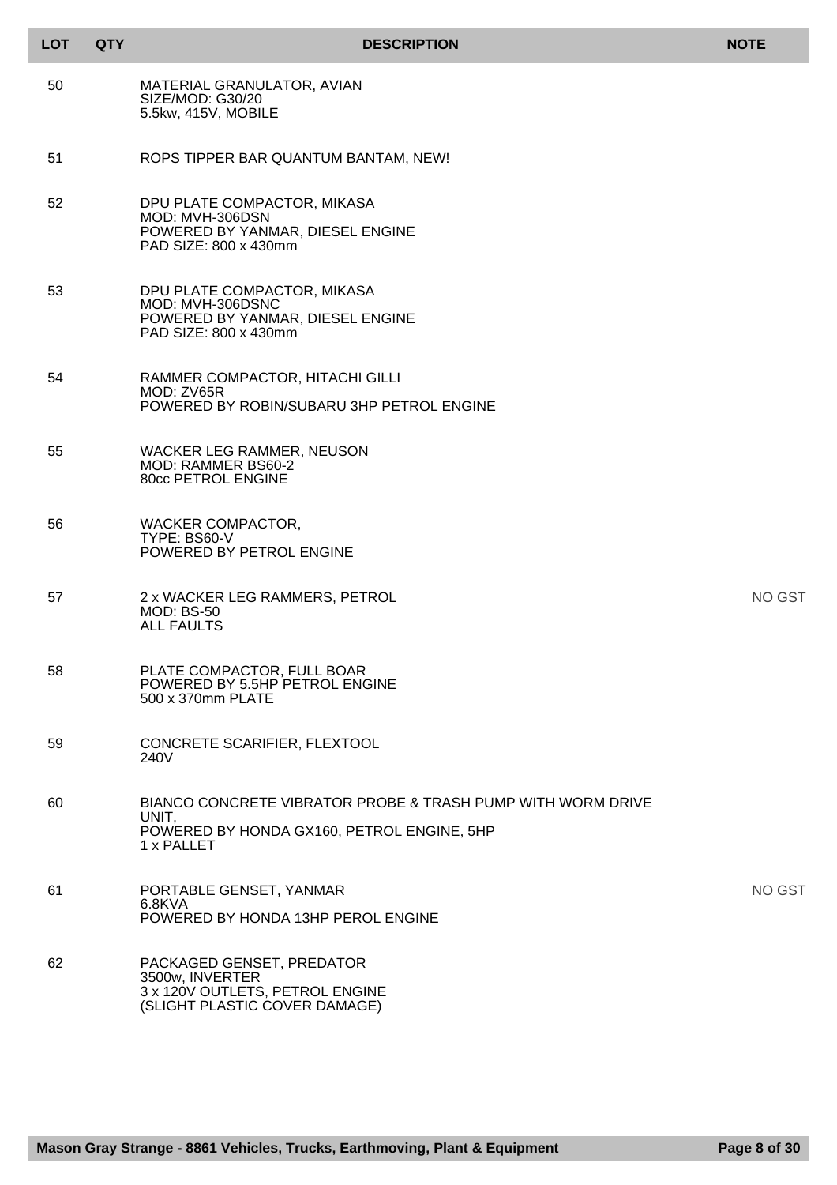| LOT | QTY | DESCRIPTION | NOTE |
|---|---|---|---|
| 50 | | MATERIAL GRANULATOR, AVIAN<br>SIZE/MOD: G30/20<br>5.5kw, 415V, MOBILE | |
| 51 | | ROPS TIPPER BAR QUANTUM BANTAM, NEW! | |
| 52 | | DPU PLATE COMPACTOR, MIKASA<br>MOD: MVH-306DSN<br>POWERED BY YANMAR, DIESEL ENGINE<br>PAD SIZE: 800 x 430mm | |
| 53 | | DPU PLATE COMPACTOR, MIKASA<br>MOD: MVH-306DSNC<br>POWERED BY YANMAR, DIESEL ENGINE<br>PAD SIZE: 800 x 430mm | |
| 54 | | RAMMER COMPACTOR, HITACHI GILLI<br>MOD: ZV65R<br>POWERED BY ROBIN/SUBARU 3HP PETROL ENGINE | |
| 55 | | WACKER LEG RAMMER, NEUSON<br>MOD: RAMMER BS60-2<br>80cc PETROL ENGINE | |
| 56 | | WACKER COMPACTOR,<br>TYPE: BS60-V<br>POWERED BY PETROL ENGINE | |
| 57 | | 2 x WACKER LEG RAMMERS, PETROL<br>MOD: BS-50<br>ALL FAULTS | NO GST |
| 58 | | PLATE COMPACTOR, FULL BOAR<br>POWERED BY 5.5HP PETROL ENGINE<br>500 x 370mm PLATE | |
| 59 | | CONCRETE SCARIFIER, FLEXTOOL<br>240V | |
| 60 | | BIANCO CONCRETE VIBRATOR PROBE & TRASH PUMP WITH WORM DRIVE UNIT,<br>POWERED BY HONDA GX160, PETROL ENGINE, 5HP<br>1 x PALLET | |
| 61 | | PORTABLE GENSET, YANMAR<br>6.8KVA<br>POWERED BY HONDA 13HP PEROL ENGINE | NO GST |
| 62 | | PACKAGED GENSET, PREDATOR<br>3500w, INVERTER<br>3 x 120V OUTLETS, PETROL ENGINE<br>(SLIGHT PLASTIC COVER DAMAGE) | |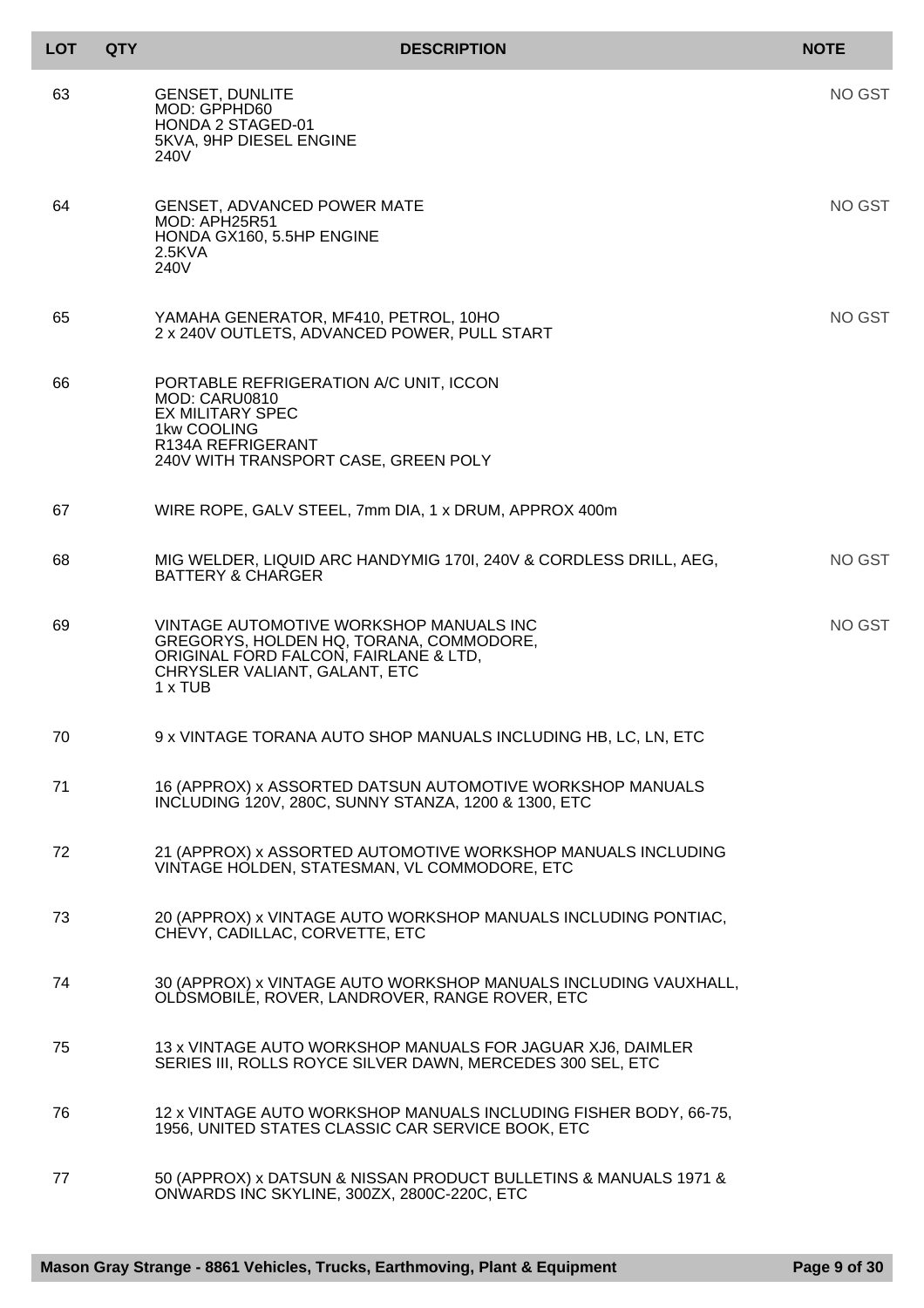| LOT | QTY | DESCRIPTION | NOTE |
| --- | --- | --- | --- |
| 63 | | GENSET, DUNLITE<br>MOD: GPPHD60<br>HONDA 2 STAGED-01<br>5KVA, 9HP DIESEL ENGINE<br>240V | NO GST |
| 64 | | GENSET, ADVANCED POWER MATE<br>MOD: APH25R51<br>HONDA GX160, 5.5HP ENGINE<br>2.5KVA<br>240V | NO GST |
| 65 | | YAMAHA GENERATOR, MF410, PETROL, 10HO<br>2 x 240V OUTLETS, ADVANCED POWER, PULL START | NO GST |
| 66 | | PORTABLE REFRIGERATION A/C UNIT, ICCON<br>MOD: CARU0810<br>EX MILITARY SPEC<br>1kw COOLING<br>R134A REFRIGERANT<br>240V WITH TRANSPORT CASE, GREEN POLY | |
| 67 | | WIRE ROPE, GALV STEEL, 7mm DIA, 1 x DRUM, APPROX 400m | |
| 68 | | MIG WELDER, LIQUID ARC HANDYMIG 170I, 240V & CORDLESS DRILL, AEG, BATTERY & CHARGER | NO GST |
| 69 | | VINTAGE AUTOMOTIVE WORKSHOP MANUALS INC<br>GREGORYS, HOLDEN HQ, TORANA, COMMODORE,<br>ORIGINAL FORD FALCON, FAIRLANE & LTD,<br>CHRYSLER VALIANT, GALANT, ETC<br>1 x TUB | NO GST |
| 70 | | 9 x VINTAGE TORANA AUTO SHOP MANUALS INCLUDING HB, LC, LN, ETC | |
| 71 | | 16 (APPROX) x ASSORTED DATSUN AUTOMOTIVE WORKSHOP MANUALS INCLUDING 120V, 280C, SUNNY STANZA, 1200 & 1300, ETC | |
| 72 | | 21 (APPROX) x ASSORTED AUTOMOTIVE WORKSHOP MANUALS INCLUDING VINTAGE HOLDEN, STATESMAN, VL COMMODORE, ETC | |
| 73 | | 20 (APPROX) x VINTAGE AUTO WORKSHOP MANUALS INCLUDING PONTIAC, CHEVY, CADILLAC, CORVETTE, ETC | |
| 74 | | 30 (APPROX) x VINTAGE AUTO WORKSHOP MANUALS INCLUDING VAUXHALL, OLDSMOBILE, ROVER, LANDROVER, RANGE ROVER, ETC | |
| 75 | | 13 x VINTAGE AUTO WORKSHOP MANUALS FOR JAGUAR XJ6, DAIMLER SERIES III, ROLLS ROYCE SILVER DAWN, MERCEDES 300 SEL, ETC | |
| 76 | | 12 x VINTAGE AUTO WORKSHOP MANUALS INCLUDING FISHER BODY, 66-75, 1956, UNITED STATES CLASSIC CAR SERVICE BOOK, ETC | |
| 77 | | 50 (APPROX) x DATSUN & NISSAN PRODUCT BULLETINS & MANUALS 1971 & ONWARDS INC SKYLINE, 300ZX, 2800C-220C, ETC | |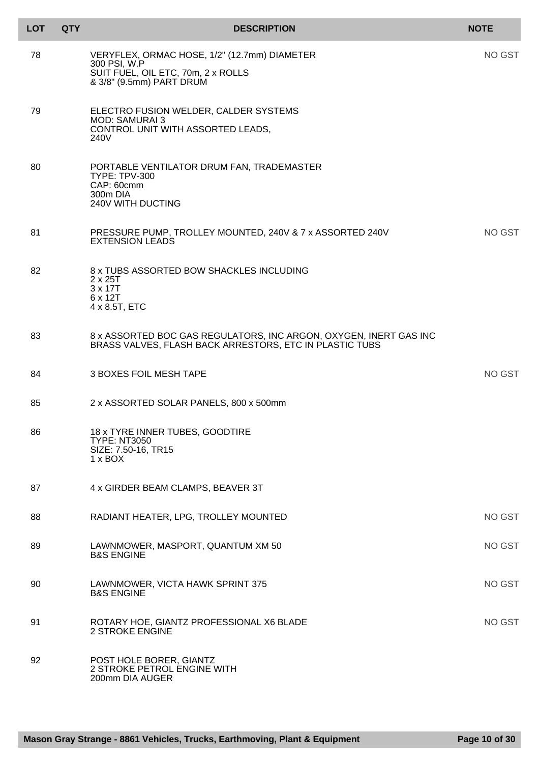| LOT | QTY | DESCRIPTION | NOTE |
|---|---|---|---|
| 78 | | VERYFLEX, ORMAC HOSE, 1/2" (12.7mm) DIAMETER<br>300 PSI, W.P<br>SUIT FUEL, OIL ETC, 70m, 2 x ROLLS<br>& 3/8" (9.5mm) PART DRUM | NO GST |
| 79 | | ELECTRO FUSION WELDER, CALDER SYSTEMS<br>MOD: SAMURAI 3<br>CONTROL UNIT WITH ASSORTED LEADS,<br>240V | |
| 80 | | PORTABLE VENTILATOR DRUM FAN, TRADEMASTER<br>TYPE: TPV-300<br>CAP: 60cmm<br>300m DIA<br>240V WITH DUCTING | |
| 81 | | PRESSURE PUMP, TROLLEY MOUNTED, 240V & 7 x ASSORTED 240V EXTENSION LEADS | NO GST |
| 82 | | 8 x TUBS ASSORTED BOW SHACKLES INCLUDING<br>2 x 25T<br>3 x 17T<br>6 x 12T<br>4 x 8.5T, ETC | |
| 83 | | 8 x ASSORTED BOC GAS REGULATORS, INC ARGON, OXYGEN, INERT GAS INC BRASS VALVES, FLASH BACK ARRESTORS, ETC IN PLASTIC TUBS | |
| 84 | | 3 BOXES FOIL MESH TAPE | NO GST |
| 85 | | 2 x ASSORTED SOLAR PANELS, 800 x 500mm | |
| 86 | | 18 x TYRE INNER TUBES, GOODTIRE<br>TYPE: NT3050<br>SIZE: 7.50-16, TR15<br>1 x BOX | |
| 87 | | 4 x GIRDER BEAM CLAMPS, BEAVER 3T | |
| 88 | | RADIANT HEATER, LPG, TROLLEY MOUNTED | NO GST |
| 89 | | LAWNMOWER, MASPORT, QUANTUM XM 50<br>B&S ENGINE | NO GST |
| 90 | | LAWNMOWER, VICTA HAWK SPRINT 375<br>B&S ENGINE | NO GST |
| 91 | | ROTARY HOE, GIANTZ PROFESSIONAL X6 BLADE<br>2 STROKE ENGINE | NO GST |
| 92 | | POST HOLE BORER, GIANTZ<br>2 STROKE PETROL ENGINE WITH<br>200mm DIA AUGER | |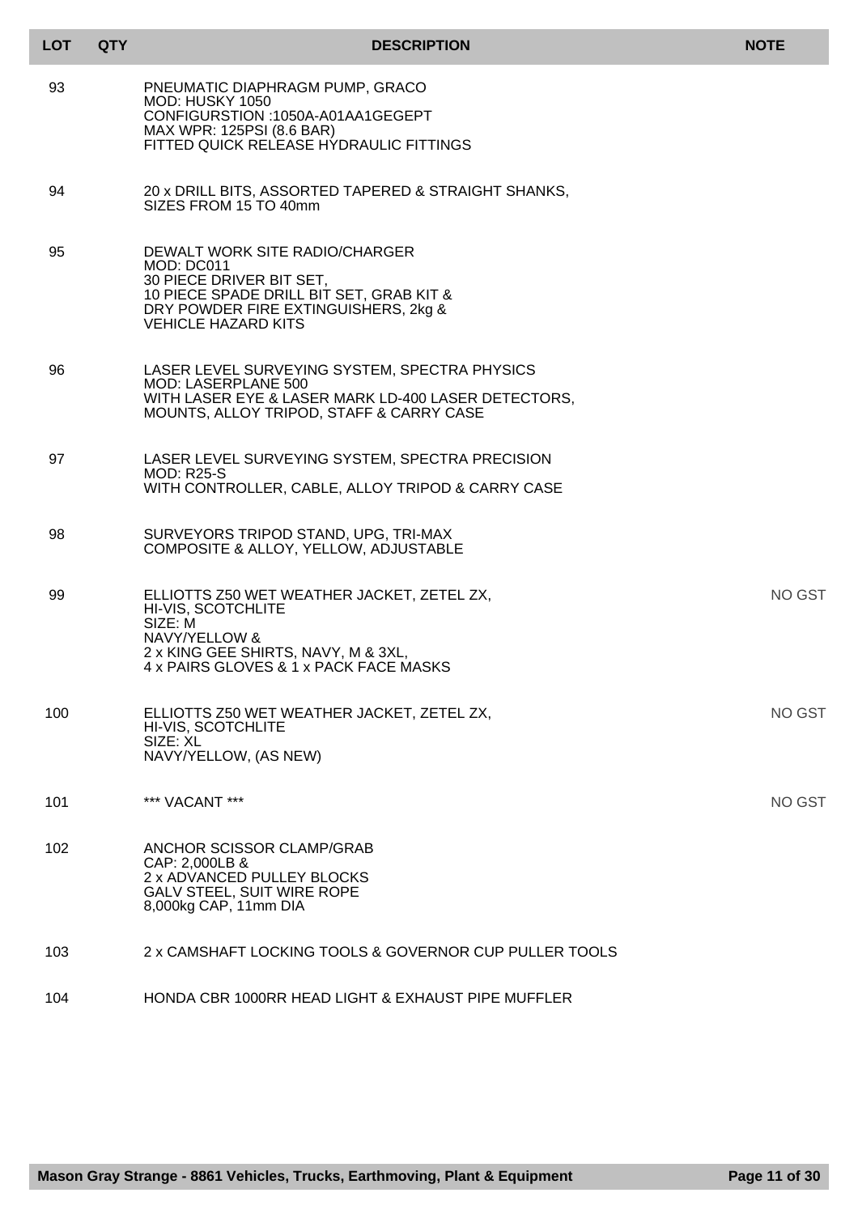| LOT | QTY | DESCRIPTION | NOTE |
|---|---|---|---|
| 93 | | PNEUMATIC DIAPHRAGM PUMP, GRACO<br>MOD: HUSKY 1050<br>CONFIGURSTION :1050A-A01AA1GEGEPT<br>MAX WPR: 125PSI (8.6 BAR)<br>FITTED QUICK RELEASE HYDRAULIC FITTINGS | |
| 94 | | 20 x DRILL BITS, ASSORTED TAPERED & STRAIGHT SHANKS,<br>SIZES FROM 15 TO 40mm | |
| 95 | | DEWALT WORK SITE RADIO/CHARGER<br>MOD: DC011<br>30 PIECE DRIVER BIT SET,<br>10 PIECE SPADE DRILL BIT SET, GRAB KIT &<br>DRY POWDER FIRE EXTINGUISHERS, 2kg &<br>VEHICLE HAZARD KITS | |
| 96 | | LASER LEVEL SURVEYING SYSTEM, SPECTRA PHYSICS<br>MOD: LASERPLANE 500<br>WITH LASER EYE & LASER MARK LD-400 LASER DETECTORS,<br>MOUNTS, ALLOY TRIPOD, STAFF & CARRY CASE | |
| 97 | | LASER LEVEL SURVEYING SYSTEM, SPECTRA PRECISION<br>MOD: R25-S<br>WITH CONTROLLER, CABLE, ALLOY TRIPOD & CARRY CASE | |
| 98 | | SURVEYORS TRIPOD STAND, UPG, TRI-MAX<br>COMPOSITE & ALLOY, YELLOW, ADJUSTABLE | |
| 99 | | ELLIOTTS Z50 WET WEATHER JACKET, ZETEL ZX,<br>HI-VIS, SCOTCHLITE<br>SIZE: M<br>NAVY/YELLOW &<br>2 x KING GEE SHIRTS, NAVY, M & 3XL,<br>4 x PAIRS GLOVES & 1 x PACK FACE MASKS | NO GST |
| 100 | | ELLIOTTS Z50 WET WEATHER JACKET, ZETEL ZX,<br>HI-VIS, SCOTCHLITE<br>SIZE: XL<br>NAVY/YELLOW, (AS NEW) | NO GST |
| 101 | | *** VACANT *** | NO GST |
| 102 | | ANCHOR SCISSOR CLAMP/GRAB<br>CAP: 2,000LB &<br>2 x ADVANCED PULLEY BLOCKS<br>GALV STEEL, SUIT WIRE ROPE<br>8,000kg CAP, 11mm DIA | |
| 103 | | 2 x CAMSHAFT LOCKING TOOLS & GOVERNOR CUP PULLER TOOLS | |
| 104 | | HONDA CBR 1000RR HEAD LIGHT & EXHAUST PIPE MUFFLER | |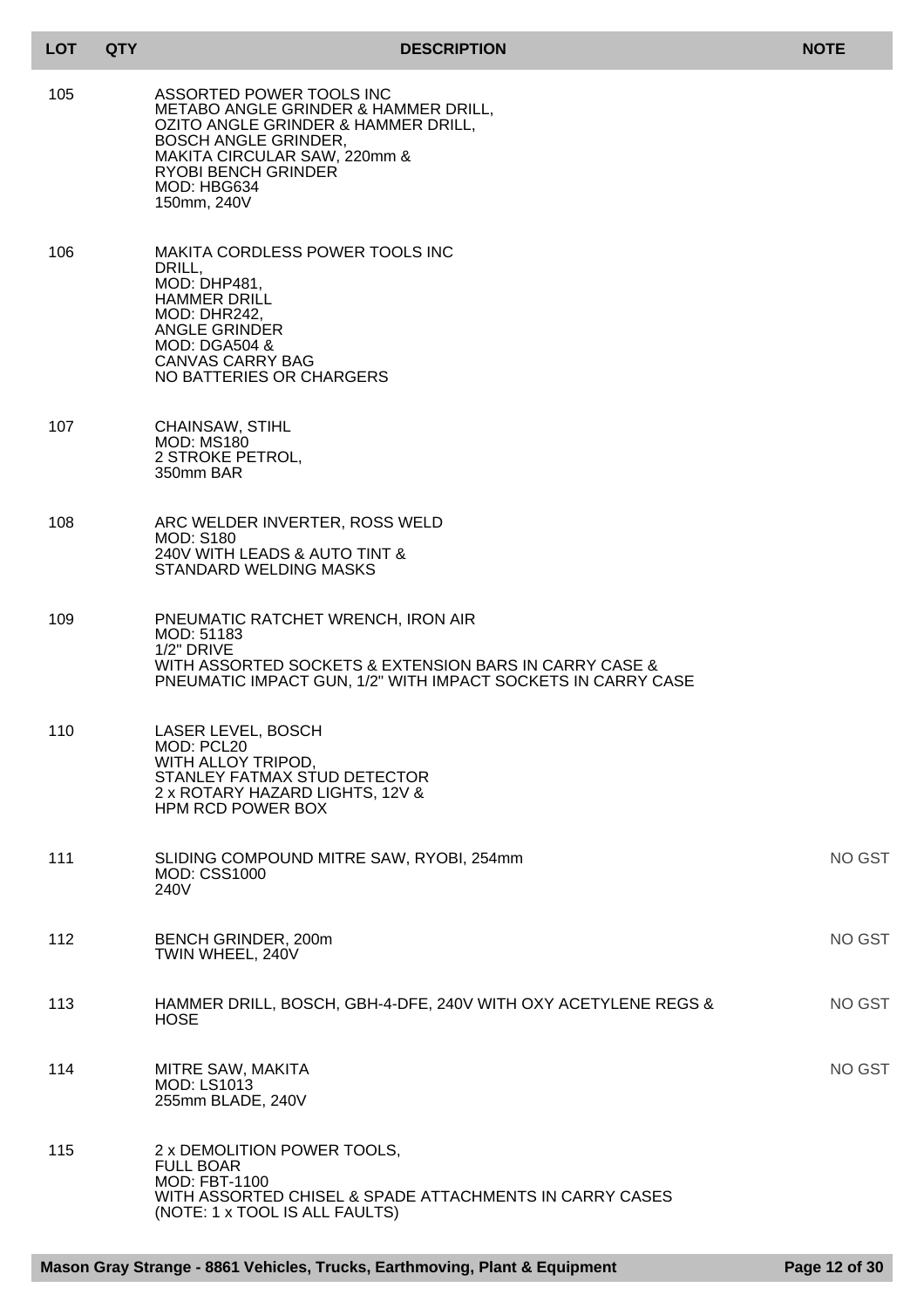| LOT | QTY | DESCRIPTION | NOTE |
|---|---|---|---|
| 105 | | ASSORTED POWER TOOLS INC<br>METABO ANGLE GRINDER & HAMMER DRILL,<br>OZITO ANGLE GRINDER & HAMMER DRILL,<br>BOSCH ANGLE GRINDER,<br>MAKITA CIRCULAR SAW, 220mm &<br>RYOBI BENCH GRINDER<br>MOD: HBG634<br>150mm, 240V | |
| 106 | | MAKITA CORDLESS POWER TOOLS INC<br>DRILL,<br>MOD: DHP481,<br>HAMMER DRILL<br>MOD: DHR242,<br>ANGLE GRINDER<br>MOD: DGA504 &<br>CANVAS CARRY BAG<br>NO BATTERIES OR CHARGERS | |
| 107 | | CHAINSAW, STIHL<br>MOD: MS180<br>2 STROKE PETROL,<br>350mm BAR | |
| 108 | | ARC WELDER INVERTER, ROSS WELD<br>MOD: S180<br>240V WITH LEADS & AUTO TINT &<br>STANDARD WELDING MASKS | |
| 109 | | PNEUMATIC RATCHET WRENCH, IRON AIR<br>MOD: 51183<br>1/2" DRIVE<br>WITH ASSORTED SOCKETS & EXTENSION BARS IN CARRY CASE &<br>PNEUMATIC IMPACT GUN, 1/2" WITH IMPACT SOCKETS IN CARRY CASE | |
| 110 | | LASER LEVEL, BOSCH<br>MOD: PCL20<br>WITH ALLOY TRIPOD,<br>STANLEY FATMAX STUD DETECTOR<br>2 x ROTARY HAZARD LIGHTS, 12V &<br>HPM RCD POWER BOX | |
| 111 | | SLIDING COMPOUND MITRE SAW, RYOBI, 254mm<br>MOD: CSS1000<br>240V | NO GST |
| 112 | | BENCH GRINDER, 200m<br>TWIN WHEEL, 240V | NO GST |
| 113 | | HAMMER DRILL, BOSCH, GBH-4-DFE, 240V WITH OXY ACETYLENE REGS &<br>HOSE | NO GST |
| 114 | | MITRE SAW, MAKITA<br>MOD: LS1013<br>255mm BLADE, 240V | NO GST |
| 115 | | 2 x DEMOLITION POWER TOOLS,<br>FULL BOAR<br>MOD: FBT-1100<br>WITH ASSORTED CHISEL & SPADE ATTACHMENTS IN CARRY CASES<br>(NOTE: 1 x TOOL IS ALL FAULTS) | |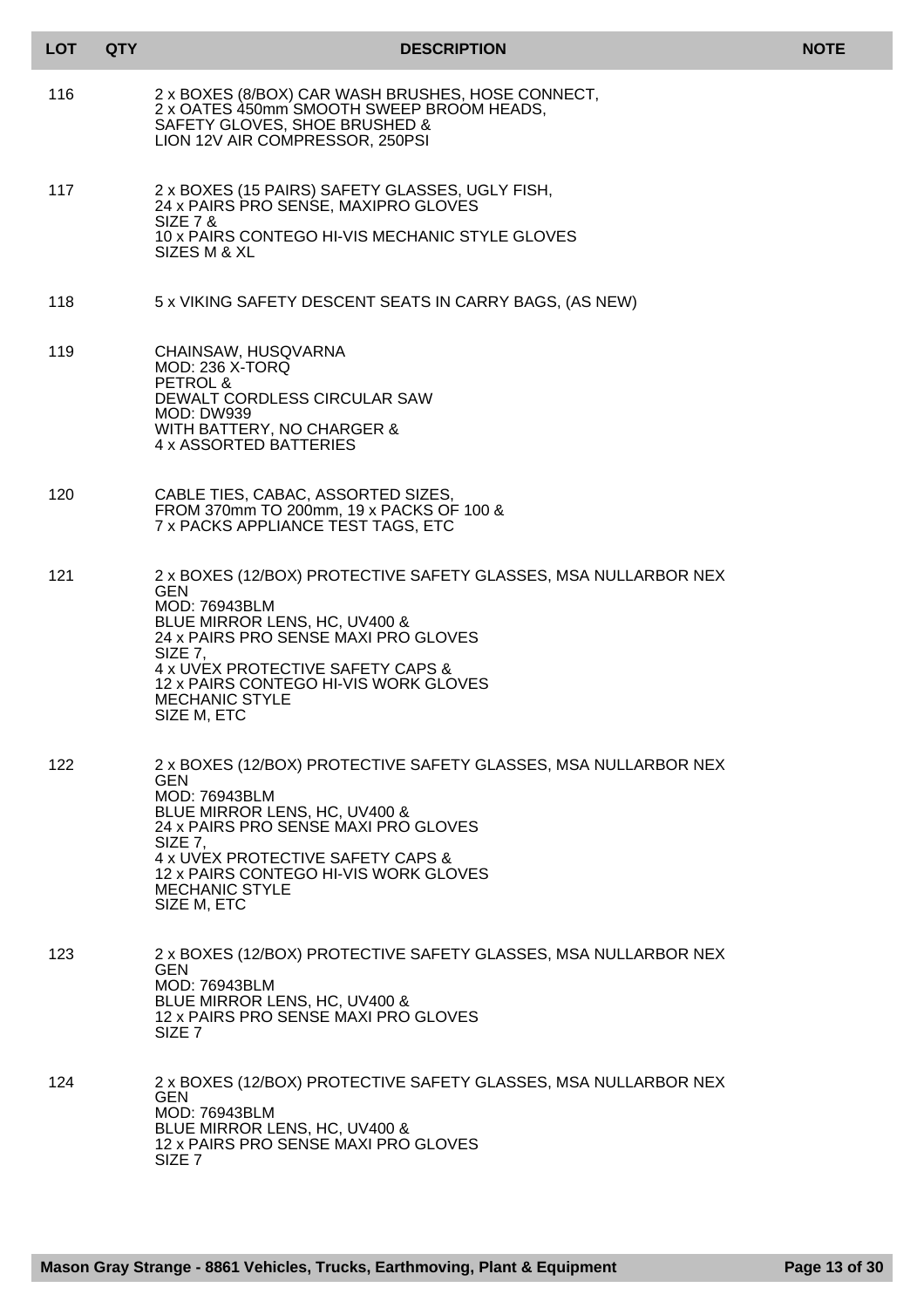| LOT | QTY | DESCRIPTION | NOTE |
|---|---|---|---|
| 116 | | 2 x BOXES (8/BOX) CAR WASH BRUSHES, HOSE CONNECT,<br>2 x OATES 450mm SMOOTH SWEEP BROOM HEADS,<br>SAFETY GLOVES, SHOE BRUSHED &<br>LION 12V AIR COMPRESSOR, 250PSI | |
| 117 | | 2 x BOXES (15 PAIRS) SAFETY GLASSES, UGLY FISH,<br>24 x PAIRS PRO SENSE, MAXIPRO GLOVES<br>SIZE 7 &<br>10 x PAIRS CONTEGO HI-VIS MECHANIC STYLE GLOVES<br>SIZES M & XL | |
| 118 | | 5 x VIKING SAFETY DESCENT SEATS IN CARRY BAGS, (AS NEW) | |
| 119 | | CHAINSAW, HUSQVARNA<br>MOD: 236 X-TORQ<br>PETROL &<br>DEWALT CORDLESS CIRCULAR SAW<br>MOD: DW939<br>WITH BATTERY, NO CHARGER &<br>4 x ASSORTED BATTERIES | |
| 120 | | CABLE TIES, CABAC, ASSORTED SIZES,<br>FROM 370mm TO 200mm, 19 x PACKS OF 100 &<br>7 x PACKS APPLIANCE TEST TAGS, ETC | |
| 121 | | 2 x BOXES (12/BOX) PROTECTIVE SAFETY GLASSES, MSA NULLARBOR NEX GEN<br>MOD: 76943BLM<br>BLUE MIRROR LENS, HC, UV400 &<br>24 x PAIRS PRO SENSE MAXI PRO GLOVES<br>SIZE 7,<br>4 x UVEX PROTECTIVE SAFETY CAPS &<br>12 x PAIRS CONTEGO HI-VIS WORK GLOVES<br>MECHANIC STYLE<br>SIZE M, ETC | |
| 122 | | 2 x BOXES (12/BOX) PROTECTIVE SAFETY GLASSES, MSA NULLARBOR NEX GEN<br>MOD: 76943BLM<br>BLUE MIRROR LENS, HC, UV400 &<br>24 x PAIRS PRO SENSE MAXI PRO GLOVES<br>SIZE 7,<br>4 x UVEX PROTECTIVE SAFETY CAPS &<br>12 x PAIRS CONTEGO HI-VIS WORK GLOVES<br>MECHANIC STYLE<br>SIZE M, ETC | |
| 123 | | 2 x BOXES (12/BOX) PROTECTIVE SAFETY GLASSES, MSA NULLARBOR NEX GEN<br>MOD: 76943BLM<br>BLUE MIRROR LENS, HC, UV400 &<br>12 x PAIRS PRO SENSE MAXI PRO GLOVES<br>SIZE 7 | |
| 124 | | 2 x BOXES (12/BOX) PROTECTIVE SAFETY GLASSES, MSA NULLARBOR NEX GEN<br>MOD: 76943BLM<br>BLUE MIRROR LENS, HC, UV400 &<br>12 x PAIRS PRO SENSE MAXI PRO GLOVES<br>SIZE 7 | |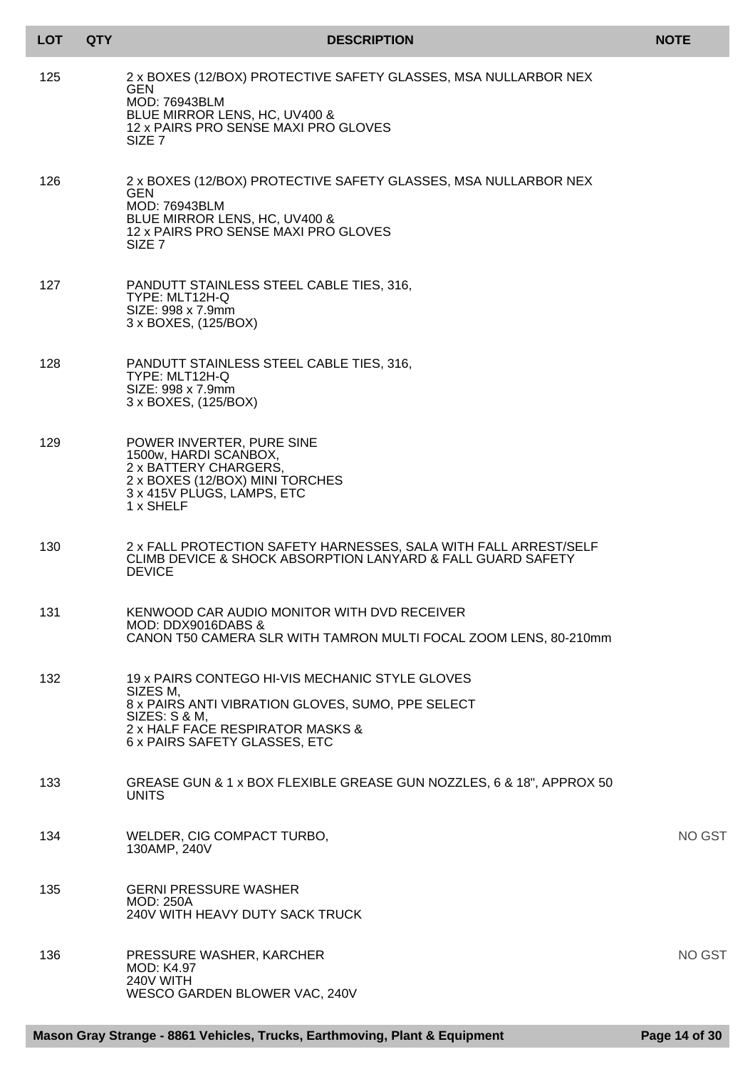| LOT | QTY | DESCRIPTION | NOTE |
|---|---|---|---|
| 125 | | 2 x BOXES (12/BOX) PROTECTIVE SAFETY GLASSES, MSA NULLARBOR NEX GEN<br>MOD: 76943BLM<br>BLUE MIRROR LENS, HC, UV400 &<br>12 x PAIRS PRO SENSE MAXI PRO GLOVES<br>SIZE 7 | |
| 126 | | 2 x BOXES (12/BOX) PROTECTIVE SAFETY GLASSES, MSA NULLARBOR NEX GEN<br>MOD: 76943BLM<br>BLUE MIRROR LENS, HC, UV400 &<br>12 x PAIRS PRO SENSE MAXI PRO GLOVES<br>SIZE 7 | |
| 127 | | PANDUTT STAINLESS STEEL CABLE TIES, 316,<br>TYPE: MLT12H-Q<br>SIZE: 998 x 7.9mm<br>3 x BOXES, (125/BOX) | |
| 128 | | PANDUTT STAINLESS STEEL CABLE TIES, 316,<br>TYPE: MLT12H-Q<br>SIZE: 998 x 7.9mm<br>3 x BOXES, (125/BOX) | |
| 129 | | POWER INVERTER, PURE SINE<br>1500w, HARDI SCANBOX,<br>2 x BATTERY CHARGERS,<br>2 x BOXES (12/BOX) MINI TORCHES<br>3 x 415V PLUGS, LAMPS, ETC<br>1 x SHELF | |
| 130 | | 2 x FALL PROTECTION SAFETY HARNESSES, SALA WITH FALL ARREST/SELF CLIMB DEVICE & SHOCK ABSORPTION LANYARD & FALL GUARD SAFETY DEVICE | |
| 131 | | KENWOOD CAR AUDIO MONITOR WITH DVD RECEIVER<br>MOD: DDX9016DABS &<br>CANON T50 CAMERA SLR WITH TAMRON MULTI FOCAL ZOOM LENS, 80-210mm | |
| 132 | | 19 x PAIRS CONTEGO HI-VIS MECHANIC STYLE GLOVES<br>SIZES M,<br>8 x PAIRS ANTI VIBRATION GLOVES, SUMO, PPE SELECT<br>SIZES: S & M,<br>2 x HALF FACE RESPIRATOR MASKS &<br>6 x PAIRS SAFETY GLASSES, ETC | |
| 133 | | GREASE GUN & 1 x BOX FLEXIBLE GREASE GUN NOZZLES, 6 & 18", APPROX 50 UNITS | |
| 134 | | WELDER, CIG COMPACT TURBO,<br>130AMP, 240V | NO GST |
| 135 | | GERNI PRESSURE WASHER<br>MOD: 250A<br>240V WITH HEAVY DUTY SACK TRUCK | |
| 136 | | PRESSURE WASHER, KARCHER<br>MOD: K4.97<br>240V WITH<br>WESCO GARDEN BLOWER VAC, 240V | NO GST |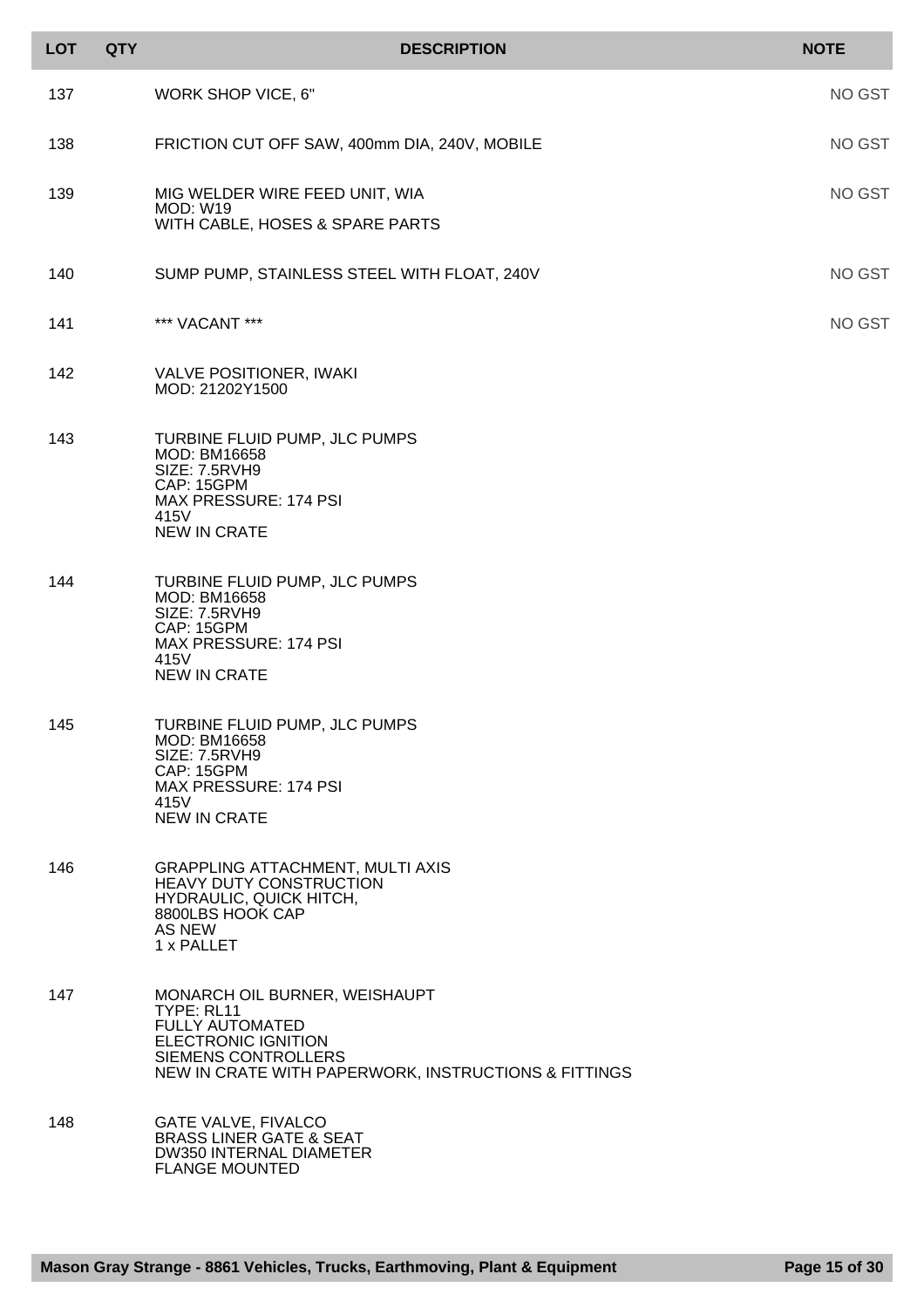| LOT | QTY | DESCRIPTION | NOTE |
|---|---|---|---|
| 137 | | WORK SHOP VICE, 6" | NO GST |
| 138 | | FRICTION CUT OFF SAW, 400mm DIA, 240V, MOBILE | NO GST |
| 139 | | MIG WELDER WIRE FEED UNIT, WIA<br>MOD: W19<br>WITH CABLE, HOSES & SPARE PARTS | NO GST |
| 140 | | SUMP PUMP, STAINLESS STEEL WITH FLOAT, 240V | NO GST |
| 141 | | *** VACANT *** | NO GST |
| 142 | | VALVE POSITIONER, IWAKI<br>MOD: 21202Y1500 | |
| 143 | | TURBINE FLUID PUMP, JLC PUMPS<br>MOD: BM16658<br>SIZE: 7.5RVH9<br>CAP: 15GPM<br>MAX PRESSURE: 174 PSI<br>415V<br>NEW IN CRATE | |
| 144 | | TURBINE FLUID PUMP, JLC PUMPS<br>MOD: BM16658<br>SIZE: 7.5RVH9<br>CAP: 15GPM<br>MAX PRESSURE: 174 PSI<br>415V<br>NEW IN CRATE | |
| 145 | | TURBINE FLUID PUMP, JLC PUMPS<br>MOD: BM16658<br>SIZE: 7.5RVH9<br>CAP: 15GPM<br>MAX PRESSURE: 174 PSI<br>415V<br>NEW IN CRATE | |
| 146 | | GRAPPLING ATTACHMENT, MULTI AXIS<br>HEAVY DUTY CONSTRUCTION<br>HYDRAULIC, QUICK HITCH,<br>8800LBS HOOK CAP<br>AS NEW<br>1 x PALLET | |
| 147 | | MONARCH OIL BURNER, WEISHAUPT<br>TYPE: RL11<br>FULLY AUTOMATED<br>ELECTRONIC IGNITION<br>SIEMENS CONTROLLERS<br>NEW IN CRATE WITH PAPERWORK, INSTRUCTIONS & FITTINGS | |
| 148 | | GATE VALVE, FIVALCO<br>BRASS LINER GATE & SEAT<br>DW350 INTERNAL DIAMETER<br>FLANGE MOUNTED | |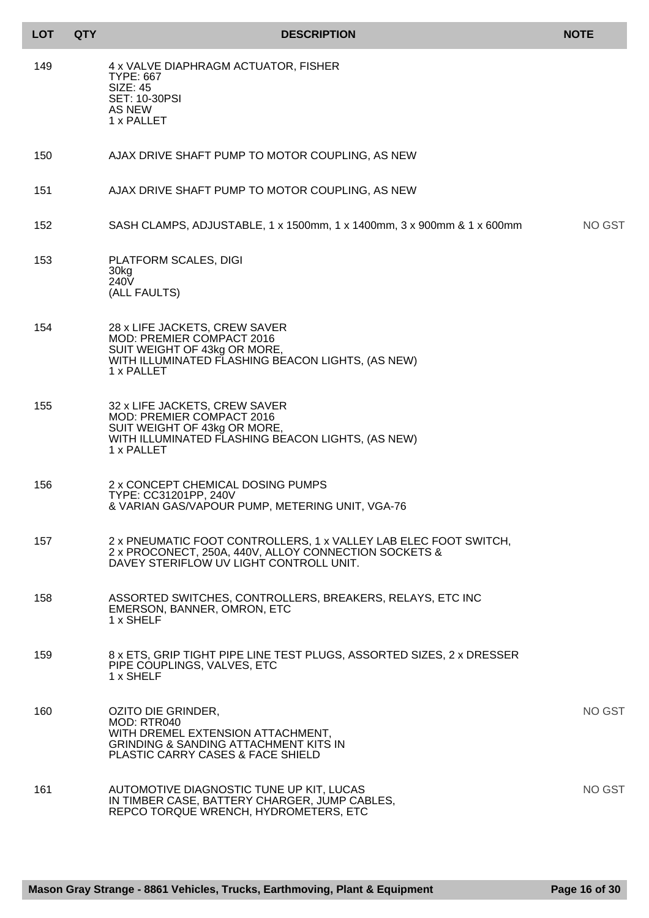| LOT | QTY | DESCRIPTION | NOTE |
| --- | --- | --- | --- |
| 149 | | 4 x VALVE DIAPHRAGM ACTUATOR, FISHER<br>TYPE: 667<br>SIZE: 45<br>SET: 10-30PSI<br>AS NEW<br>1 x PALLET | |
| 150 | | AJAX DRIVE SHAFT PUMP TO MOTOR COUPLING, AS NEW | |
| 151 | | AJAX DRIVE SHAFT PUMP TO MOTOR COUPLING, AS NEW | |
| 152 | | SASH CLAMPS, ADJUSTABLE, 1 x 1500mm, 1 x 1400mm, 3 x 900mm & 1 x 600mm | NO GST |
| 153 | | PLATFORM SCALES, DIGI<br>30kg<br>240V<br>(ALL FAULTS) | |
| 154 | | 28 x LIFE JACKETS, CREW SAVER<br>MOD: PREMIER COMPACT 2016<br>SUIT WEIGHT OF 43kg OR MORE,<br>WITH ILLUMINATED FLASHING BEACON LIGHTS, (AS NEW)<br>1 x PALLET | |
| 155 | | 32 x LIFE JACKETS, CREW SAVER<br>MOD: PREMIER COMPACT 2016<br>SUIT WEIGHT OF 43kg OR MORE,<br>WITH ILLUMINATED FLASHING BEACON LIGHTS, (AS NEW)<br>1 x PALLET | |
| 156 | | 2 x CONCEPT CHEMICAL DOSING PUMPS<br>TYPE: CC31201PP, 240V<br>& VARIAN GAS/VAPOUR PUMP, METERING UNIT, VGA-76 | |
| 157 | | 2 x PNEUMATIC FOOT CONTROLLERS, 1 x VALLEY LAB ELEC FOOT SWITCH,<br>2 x PROCONECT, 250A, 440V, ALLOY CONNECTION SOCKETS &<br>DAVEY STERIFLOW UV LIGHT CONTROLL UNIT. | |
| 158 | | ASSORTED SWITCHES, CONTROLLERS, BREAKERS, RELAYS, ETC INC<br>EMERSON, BANNER, OMRON, ETC<br>1 x SHELF | |
| 159 | | 8 x ETS, GRIP TIGHT PIPE LINE TEST PLUGS, ASSORTED SIZES, 2 x DRESSER<br>PIPE COUPLINGS, VALVES, ETC<br>1 x SHELF | |
| 160 | | OZITO DIE GRINDER,<br>MOD: RTR040<br>WITH DREMEL EXTENSION ATTACHMENT,<br>GRINDING & SANDING ATTACHMENT KITS IN<br>PLASTIC CARRY CASES & FACE SHIELD | NO GST |
| 161 | | AUTOMOTIVE DIAGNOSTIC TUNE UP KIT, LUCAS<br>IN TIMBER CASE, BATTERY CHARGER, JUMP CABLES,<br>REPCO TORQUE WRENCH, HYDROMETERS, ETC | NO GST |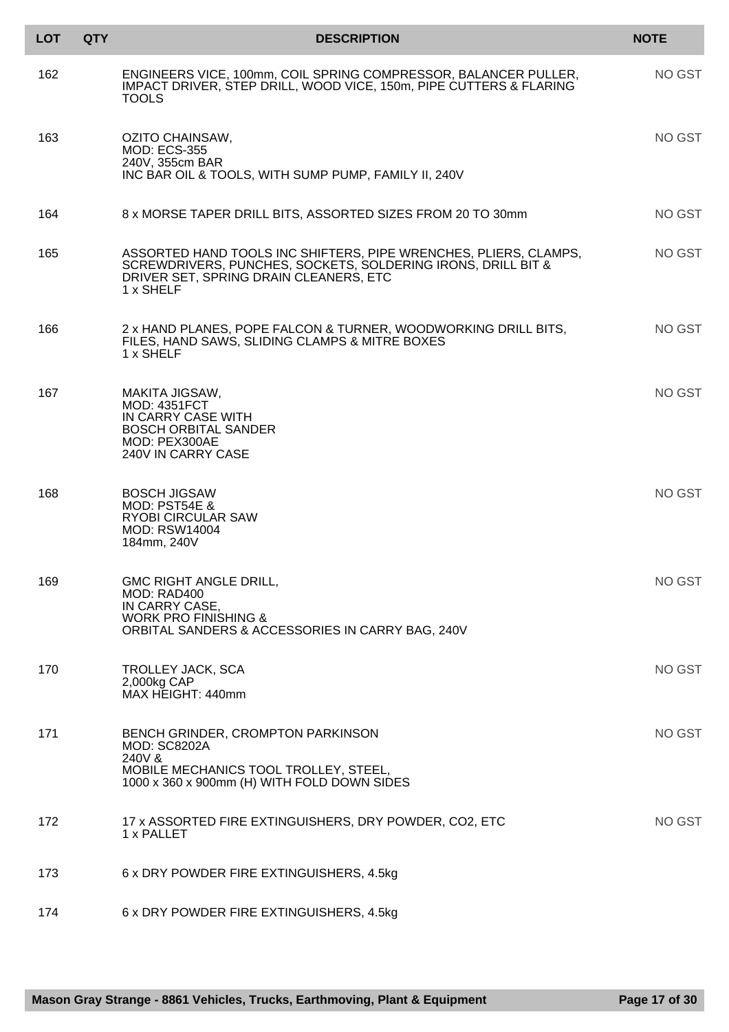| LOT | QTY | DESCRIPTION | NOTE |
|---|---|---|---|
| 162 | | ENGINEERS VICE, 100mm, COIL SPRING COMPRESSOR, BALANCER PULLER, IMPACT DRIVER, STEP DRILL, WOOD VICE, 150m, PIPE CUTTERS & FLARING TOOLS | NO GST |
| 163 | | OZITO CHAINSAW,<br>MOD: ECS-355<br>240V, 355cm BAR<br>INC BAR OIL & TOOLS, WITH SUMP PUMP, FAMILY II, 240V | NO GST |
| 164 | | 8 x MORSE TAPER DRILL BITS, ASSORTED SIZES FROM 20 TO 30mm | NO GST |
| 165 | | ASSORTED HAND TOOLS INC SHIFTERS, PIPE WRENCHES, PLIERS, CLAMPS, SCREWDRIVERS, PUNCHES, SOCKETS, SOLDERING IRONS, DRILL BIT & DRIVER SET, SPRING DRAIN CLEANERS, ETC<br>1 x SHELF | NO GST |
| 166 | | 2 x HAND PLANES, POPE FALCON & TURNER, WOODWORKING DRILL BITS, FILES, HAND SAWS, SLIDING CLAMPS & MITRE BOXES<br>1 x SHELF | NO GST |
| 167 | | MAKITA JIGSAW,<br>MOD: 4351FCT<br>IN CARRY CASE WITH<br>BOSCH ORBITAL SANDER<br>MOD: PEX300AE<br>240V IN CARRY CASE | NO GST |
| 168 | | BOSCH JIGSAW<br>MOD: PST54E &<br>RYOBI CIRCULAR SAW<br>MOD: RSW14004<br>184mm, 240V | NO GST |
| 169 | | GMC RIGHT ANGLE DRILL,<br>MOD: RAD400<br>IN CARRY CASE,<br>WORK PRO FINISHING &<br>ORBITAL SANDERS & ACCESSORIES IN CARRY BAG, 240V | NO GST |
| 170 | | TROLLEY JACK, SCA<br>2,000kg CAP<br>MAX HEIGHT: 440mm | NO GST |
| 171 | | BENCH GRINDER, CROMPTON PARKINSON<br>MOD: SC8202A<br>240V &<br>MOBILE MECHANICS TOOL TROLLEY, STEEL,<br>1000 x 360 x 900mm (H) WITH FOLD DOWN SIDES | NO GST |
| 172 | | 17 x ASSORTED FIRE EXTINGUISHERS, DRY POWDER, CO2, ETC<br>1 x PALLET | NO GST |
| 173 | | 6 x DRY POWDER FIRE EXTINGUISHERS, 4.5kg | |
| 174 | | 6 x DRY POWDER FIRE EXTINGUISHERS, 4.5kg | |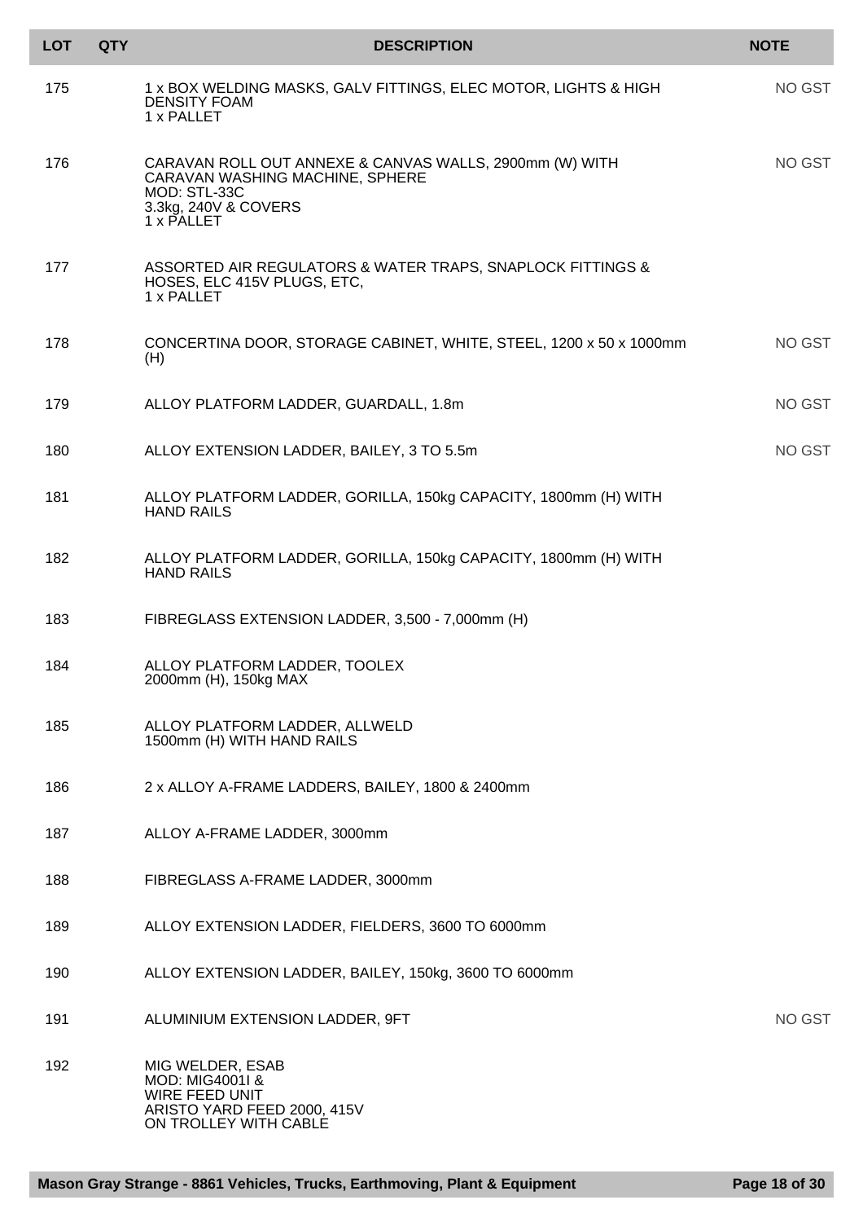| LOT | QTY | DESCRIPTION | NOTE |
|---|---|---|---|
| 175 | | 1 x BOX WELDING MASKS, GALV FITTINGS, ELEC MOTOR, LIGHTS & HIGH DENSITY FOAM<br>1 x PALLET | NO GST |
| 176 | | CARAVAN ROLL OUT ANNEXE & CANVAS WALLS, 2900mm (W) WITH CARAVAN WASHING MACHINE, SPHERE<br>MOD: STL-33C<br>3.3kg, 240V & COVERS<br>1 x PALLET | NO GST |
| 177 | | ASSORTED AIR REGULATORS & WATER TRAPS, SNAPLOCK FITTINGS & HOSES, ELC 415V PLUGS, ETC,<br>1 x PALLET | |
| 178 | | CONCERTINA DOOR, STORAGE CABINET, WHITE, STEEL, 1200 x 50 x 1000mm (H) | NO GST |
| 179 | | ALLOY PLATFORM LADDER, GUARDALL, 1.8m | NO GST |
| 180 | | ALLOY EXTENSION LADDER, BAILEY, 3 TO 5.5m | NO GST |
| 181 | | ALLOY PLATFORM LADDER, GORILLA, 150kg CAPACITY, 1800mm (H) WITH HAND RAILS | |
| 182 | | ALLOY PLATFORM LADDER, GORILLA, 150kg CAPACITY, 1800mm (H) WITH HAND RAILS | |
| 183 | | FIBREGLASS EXTENSION LADDER, 3,500 - 7,000mm (H) | |
| 184 | | ALLOY PLATFORM LADDER, TOOLEX<br>2000mm (H), 150kg MAX | |
| 185 | | ALLOY PLATFORM LADDER, ALLWELD<br>1500mm (H) WITH HAND RAILS | |
| 186 | | 2 x ALLOY A-FRAME LADDERS, BAILEY, 1800 & 2400mm | |
| 187 | | ALLOY A-FRAME LADDER, 3000mm | |
| 188 | | FIBREGLASS A-FRAME LADDER, 3000mm | |
| 189 | | ALLOY EXTENSION LADDER, FIELDERS, 3600 TO 6000mm | |
| 190 | | ALLOY EXTENSION LADDER, BAILEY, 150kg, 3600 TO 6000mm | |
| 191 | | ALUMINIUM EXTENSION LADDER, 9FT | NO GST |
| 192 | | MIG WELDER, ESAB<br>MOD: MIG4001I &<br>WIRE FEED UNIT<br>ARISTO YARD FEED 2000, 415V<br>ON TROLLEY WITH CABLE | |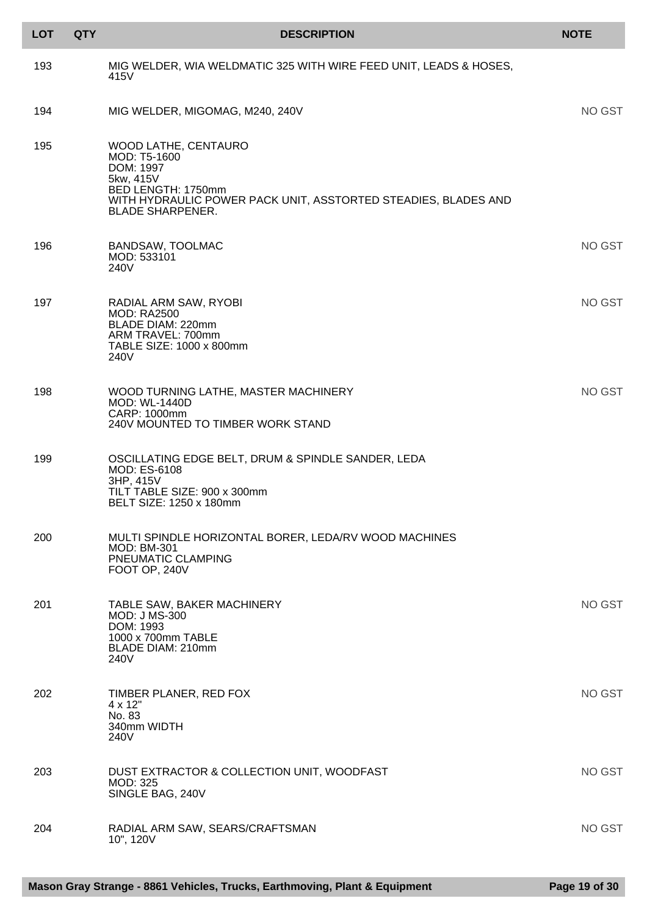| LOT | QTY | DESCRIPTION | NOTE |
|---|---|---|---|
| 193 | | MIG WELDER, WIA WELDMATIC 325 WITH WIRE FEED UNIT, LEADS & HOSES, 415V | |
| 194 | | MIG WELDER, MIGOMAG, M240, 240V | NO GST |
| 195 | | WOOD LATHE, CENTAURO<br>MOD: T5-1600<br>DOM: 1997<br>5kw, 415V<br>BED LENGTH: 1750mm<br>WITH HYDRAULIC POWER PACK UNIT, ASSTORTED STEADIES, BLADES AND BLADE SHARPENER. | |
| 196 | | BANDSAW, TOOLMAC<br>MOD: 533101<br>240V | NO GST |
| 197 | | RADIAL ARM SAW, RYOBI<br>MOD: RA2500<br>BLADE DIAM: 220mm<br>ARM TRAVEL: 700mm<br>TABLE SIZE: 1000 x 800mm<br>240V | NO GST |
| 198 | | WOOD TURNING LATHE, MASTER MACHINERY<br>MOD: WL-1440D<br>CARP: 1000mm<br>240V MOUNTED TO TIMBER WORK STAND | NO GST |
| 199 | | OSCILLATING EDGE BELT, DRUM & SPINDLE SANDER, LEDA<br>MOD: ES-6108<br>3HP, 415V<br>TILT TABLE SIZE: 900 x 300mm<br>BELT SIZE: 1250 x 180mm | |
| 200 | | MULTI SPINDLE HORIZONTAL BORER, LEDA/RV WOOD MACHINES<br>MOD: BM-301<br>PNEUMATIC CLAMPING<br>FOOT OP, 240V | |
| 201 | | TABLE SAW, BAKER MACHINERY<br>MOD: J MS-300<br>DOM: 1993<br>1000 x 700mm TABLE<br>BLADE DIAM: 210mm<br>240V | NO GST |
| 202 | | TIMBER PLANER, RED FOX<br>4 x 12"<br>No. 83<br>340mm WIDTH<br>240V | NO GST |
| 203 | | DUST EXTRACTOR & COLLECTION UNIT, WOODFAST<br>MOD: 325<br>SINGLE BAG, 240V | NO GST |
| 204 | | RADIAL ARM SAW, SEARS/CRAFTSMAN<br>10", 120V | NO GST |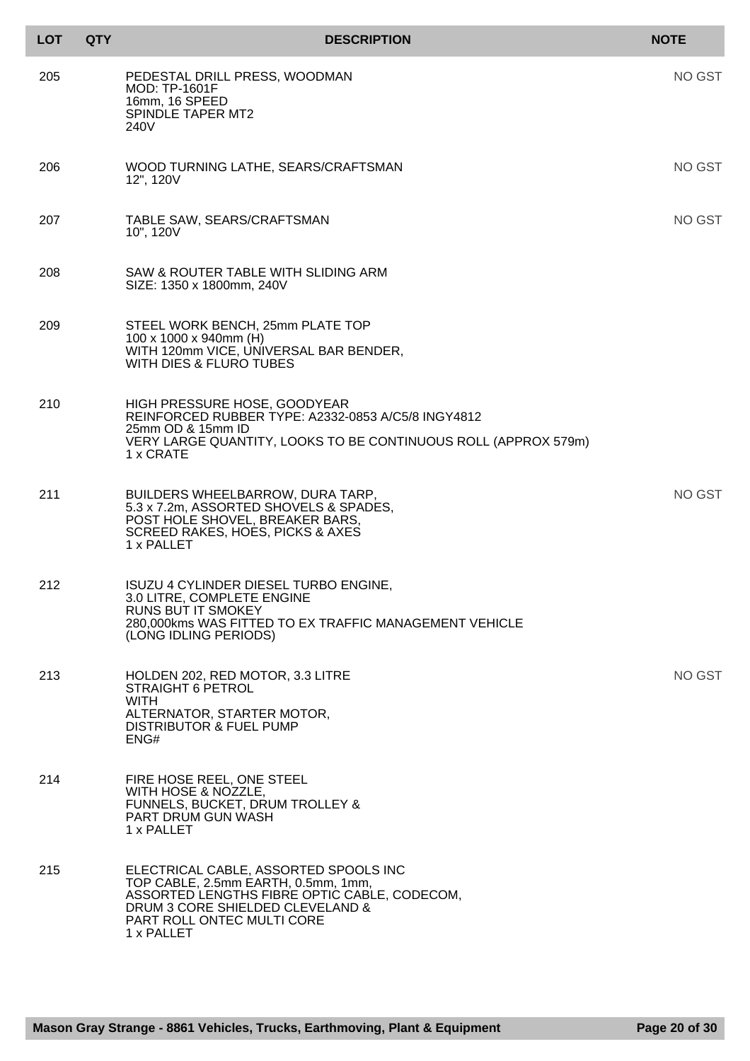| LOT | QTY | DESCRIPTION | NOTE |
|---|---|---|---|
| 205 | | PEDESTAL DRILL PRESS, WOODMAN<br>MOD: TP-1601F<br>16mm, 16 SPEED<br>SPINDLE TAPER MT2<br>240V | NO GST |
| 206 | | WOOD TURNING LATHE, SEARS/CRAFTSMAN<br>12", 120V | NO GST |
| 207 | | TABLE SAW, SEARS/CRAFTSMAN<br>10", 120V | NO GST |
| 208 | | SAW & ROUTER TABLE WITH SLIDING ARM<br>SIZE: 1350 x 1800mm, 240V | |
| 209 | | STEEL WORK BENCH, 25mm PLATE TOP<br>100 x 1000 x 940mm (H)<br>WITH 120mm VICE, UNIVERSAL BAR BENDER,<br>WITH DIES & FLURO TUBES | |
| 210 | | HIGH PRESSURE HOSE, GOODYEAR<br>REINFORCED RUBBER TYPE: A2332-0853 A/C5/8 INGY4812<br>25mm OD & 15mm ID<br>VERY LARGE QUANTITY, LOOKS TO BE CONTINUOUS ROLL (APPROX 579m)<br>1 x CRATE | |
| 211 | | BUILDERS WHEELBARROW, DURA TARP,<br>5.3 x 7.2m, ASSORTED SHOVELS & SPADES,<br>POST HOLE SHOVEL, BREAKER BARS,<br>SCREED RAKES, HOES, PICKS & AXES<br>1 x PALLET | NO GST |
| 212 | | ISUZU 4 CYLINDER DIESEL TURBO ENGINE,<br>3.0 LITRE, COMPLETE ENGINE<br>RUNS BUT IT SMOKEY<br>280,000kms WAS FITTED TO EX TRAFFIC MANAGEMENT VEHICLE<br>(LONG IDLING PERIODS) | |
| 213 | | HOLDEN 202, RED MOTOR, 3.3 LITRE<br>STRAIGHT 6 PETROL<br>WITH<br>ALTERNATOR, STARTER MOTOR,<br>DISTRIBUTOR & FUEL PUMP<br>ENG# | NO GST |
| 214 | | FIRE HOSE REEL, ONE STEEL<br>WITH HOSE & NOZZLE,<br>FUNNELS, BUCKET, DRUM TROLLEY &<br>PART DRUM GUN WASH<br>1 x PALLET | |
| 215 | | ELECTRICAL CABLE, ASSORTED SPOOLS INC<br>TOP CABLE, 2.5mm EARTH, 0.5mm, 1mm,<br>ASSORTED LENGTHS FIBRE OPTIC CABLE, CODECOM,<br>DRUM 3 CORE SHIELDED CLEVELAND &<br>PART ROLL ONTEC MULTI CORE<br>1 x PALLET | |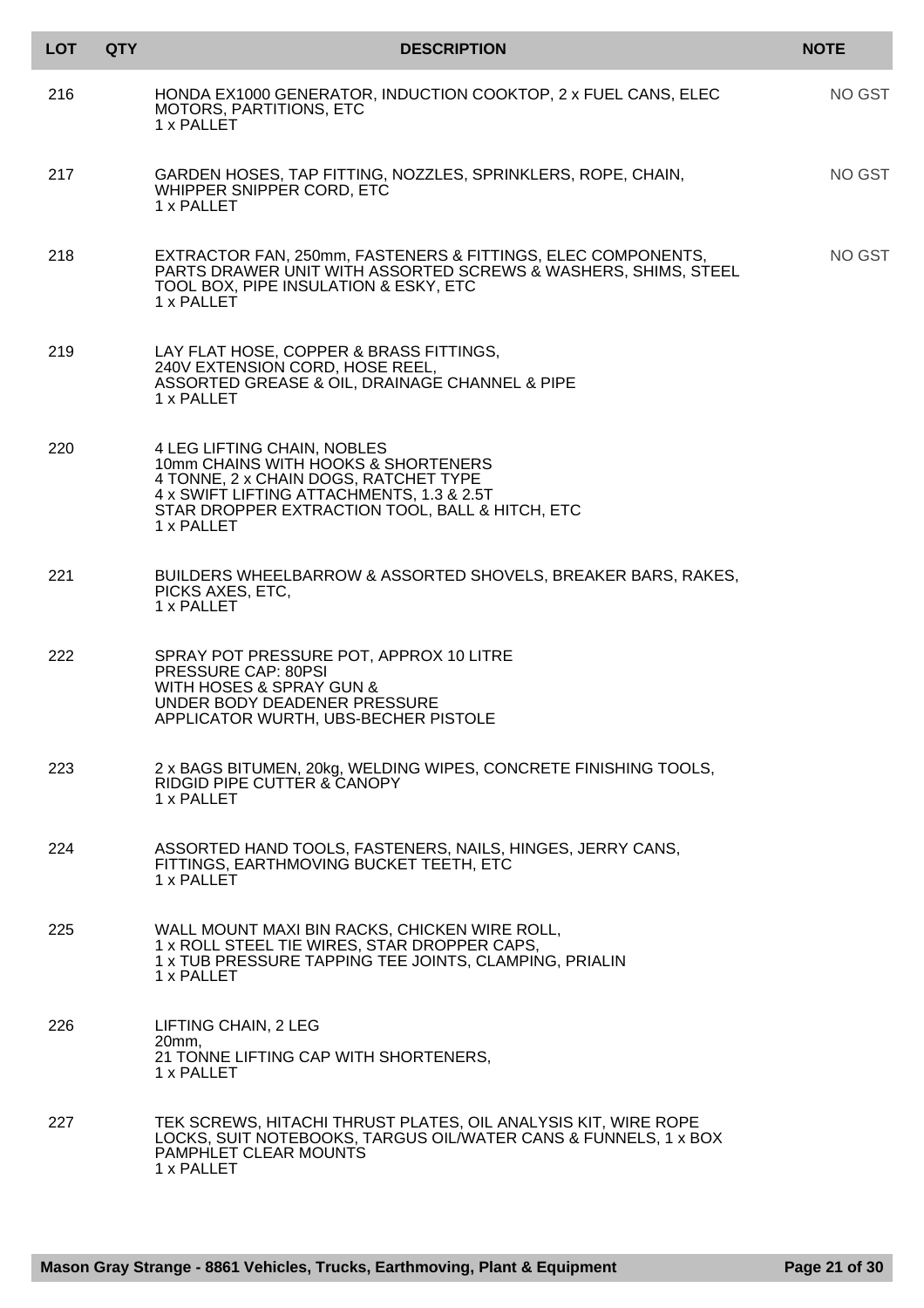| LOT | QTY | DESCRIPTION | NOTE |
|---|---|---|---|
| 216 | | HONDA EX1000 GENERATOR, INDUCTION COOKTOP, 2 x FUEL CANS, ELEC MOTORS, PARTITIONS, ETC<br>1 x PALLET | NO GST |
| 217 | | GARDEN HOSES, TAP FITTING, NOZZLES, SPRINKLERS, ROPE, CHAIN, WHIPPER SNIPPER CORD, ETC<br>1 x PALLET | NO GST |
| 218 | | EXTRACTOR FAN, 250mm, FASTENERS & FITTINGS, ELEC COMPONENTS, PARTS DRAWER UNIT WITH ASSORTED SCREWS & WASHERS, SHIMS, STEEL TOOL BOX, PIPE INSULATION & ESKY, ETC<br>1 x PALLET | NO GST |
| 219 | | LAY FLAT HOSE, COPPER & BRASS FITTINGS,<br>240V EXTENSION CORD, HOSE REEL,<br>ASSORTED GREASE & OIL, DRAINAGE CHANNEL & PIPE<br>1 x PALLET | |
| 220 | | 4 LEG LIFTING CHAIN, NOBLES<br>10mm CHAINS WITH HOOKS & SHORTENERS<br>4 TONNE, 2 x CHAIN DOGS, RATCHET TYPE<br>4 x SWIFT LIFTING ATTACHMENTS, 1.3 & 2.5T<br>STAR DROPPER EXTRACTION TOOL, BALL & HITCH, ETC<br>1 x PALLET | |
| 221 | | BUILDERS WHEELBARROW & ASSORTED SHOVELS, BREAKER BARS, RAKES, PICKS AXES, ETC,<br>1 x PALLET | |
| 222 | | SPRAY POT PRESSURE POT, APPROX 10 LITRE<br>PRESSURE CAP: 80PSI<br>WITH HOSES & SPRAY GUN &<br>UNDER BODY DEADENER PRESSURE<br>APPLICATOR WURTH, UBS-BECHER PISTOLE | |
| 223 | | 2 x BAGS BITUMEN, 20kg, WELDING WIPES, CONCRETE FINISHING TOOLS, RIDGID PIPE CUTTER & CANOPY<br>1 x PALLET | |
| 224 | | ASSORTED HAND TOOLS, FASTENERS, NAILS, HINGES, JERRY CANS, FITTINGS, EARTHMOVING BUCKET TEETH, ETC<br>1 x PALLET | |
| 225 | | WALL MOUNT MAXI BIN RACKS, CHICKEN WIRE ROLL,<br>1 x ROLL STEEL TIE WIRES, STAR DROPPER CAPS,<br>1 x TUB PRESSURE TAPPING TEE JOINTS, CLAMPING, PRIALIN<br>1 x PALLET | |
| 226 | | LIFTING CHAIN, 2 LEG<br>20mm,<br>21 TONNE LIFTING CAP WITH SHORTENERS,<br>1 x PALLET | |
| 227 | | TEK SCREWS, HITACHI THRUST PLATES, OIL ANALYSIS KIT, WIRE ROPE LOCKS, SUIT NOTEBOOKS, TARGUS OIL/WATER CANS & FUNNELS, 1 x BOX PAMPHLET CLEAR MOUNTS<br>1 x PALLET | |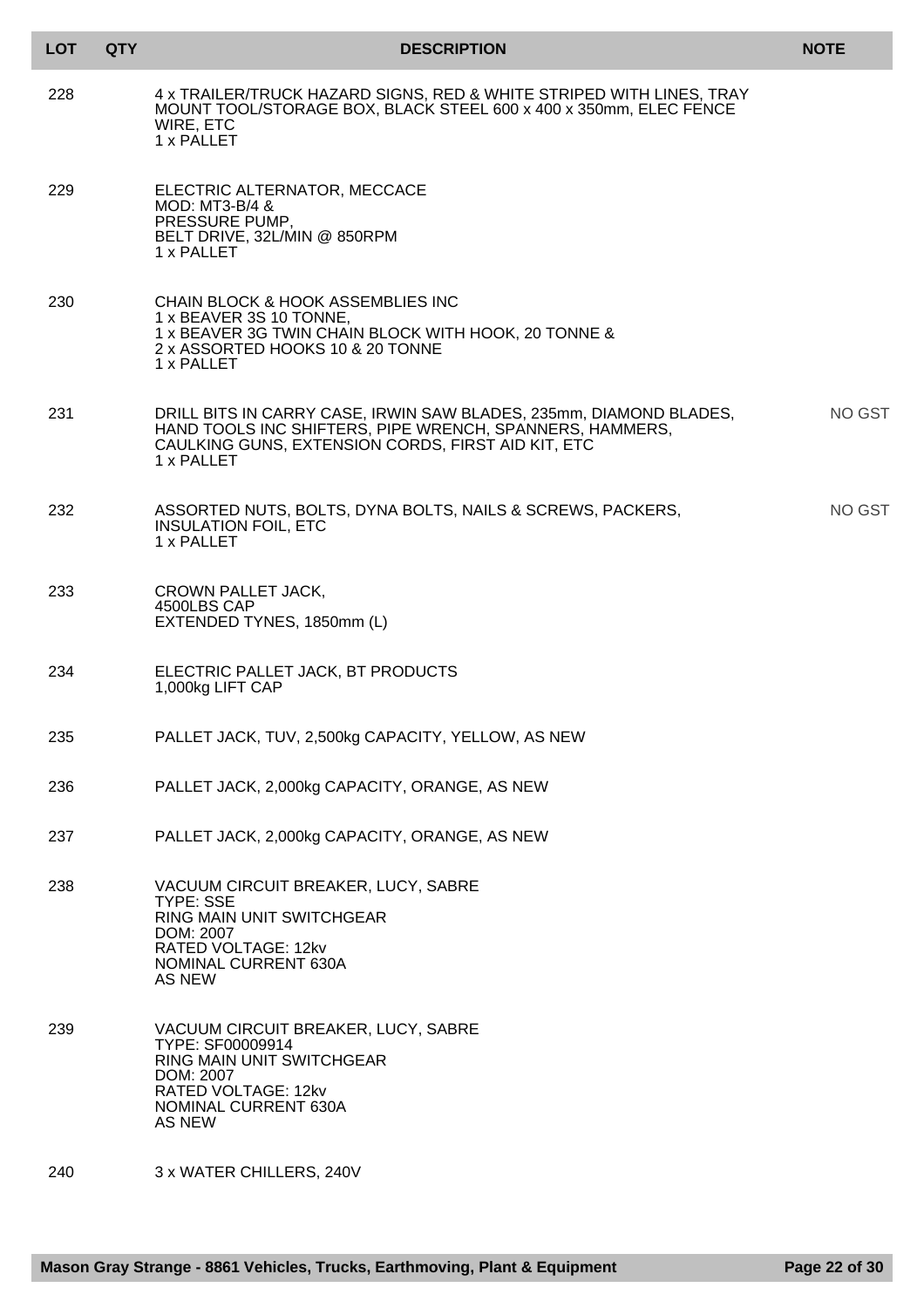| LOT | QTY | DESCRIPTION | NOTE |
|---|---|---|---|
| 228 | | 4 x TRAILER/TRUCK HAZARD SIGNS, RED & WHITE STRIPED WITH LINES, TRAY MOUNT TOOL/STORAGE BOX, BLACK STEEL 600 x 400 x 350mm, ELEC FENCE WIRE, ETC<br>1 x PALLET | |
| 229 | | ELECTRIC ALTERNATOR, MECCACE<br>MOD: MT3-B/4 &<br>PRESSURE PUMP,<br>BELT DRIVE, 32L/MIN @ 850RPM<br>1 x PALLET | |
| 230 | | CHAIN BLOCK & HOOK ASSEMBLIES INC<br>1 x BEAVER 3S 10 TONNE,<br>1 x BEAVER 3G TWIN CHAIN BLOCK WITH HOOK, 20 TONNE &<br>2 x ASSORTED HOOKS 10 & 20 TONNE<br>1 x PALLET | |
| 231 | | DRILL BITS IN CARRY CASE, IRWIN SAW BLADES, 235mm, DIAMOND BLADES, HAND TOOLS INC SHIFTERS, PIPE WRENCH, SPANNERS, HAMMERS, CAULKING GUNS, EXTENSION CORDS, FIRST AID KIT, ETC<br>1 x PALLET | NO GST |
| 232 | | ASSORTED NUTS, BOLTS, DYNA BOLTS, NAILS & SCREWS, PACKERS, INSULATION FOIL, ETC<br>1 x PALLET | NO GST |
| 233 | | CROWN PALLET JACK,<br>4500LBS CAP<br>EXTENDED TYNES, 1850mm (L) | |
| 234 | | ELECTRIC PALLET JACK, BT PRODUCTS<br>1,000kg LIFT CAP | |
| 235 | | PALLET JACK, TUV, 2,500kg CAPACITY, YELLOW, AS NEW | |
| 236 | | PALLET JACK, 2,000kg CAPACITY, ORANGE, AS NEW | |
| 237 | | PALLET JACK, 2,000kg CAPACITY, ORANGE, AS NEW | |
| 238 | | VACUUM CIRCUIT BREAKER, LUCY, SABRE<br>TYPE: SSE<br>RING MAIN UNIT SWITCHGEAR<br>DOM: 2007<br>RATED VOLTAGE: 12kv<br>NOMINAL CURRENT 630A<br>AS NEW | |
| 239 | | VACUUM CIRCUIT BREAKER, LUCY, SABRE<br>TYPE: SF00009914<br>RING MAIN UNIT SWITCHGEAR<br>DOM: 2007<br>RATED VOLTAGE: 12kv<br>NOMINAL CURRENT 630A<br>AS NEW | |
| 240 | | 3 x WATER CHILLERS, 240V | |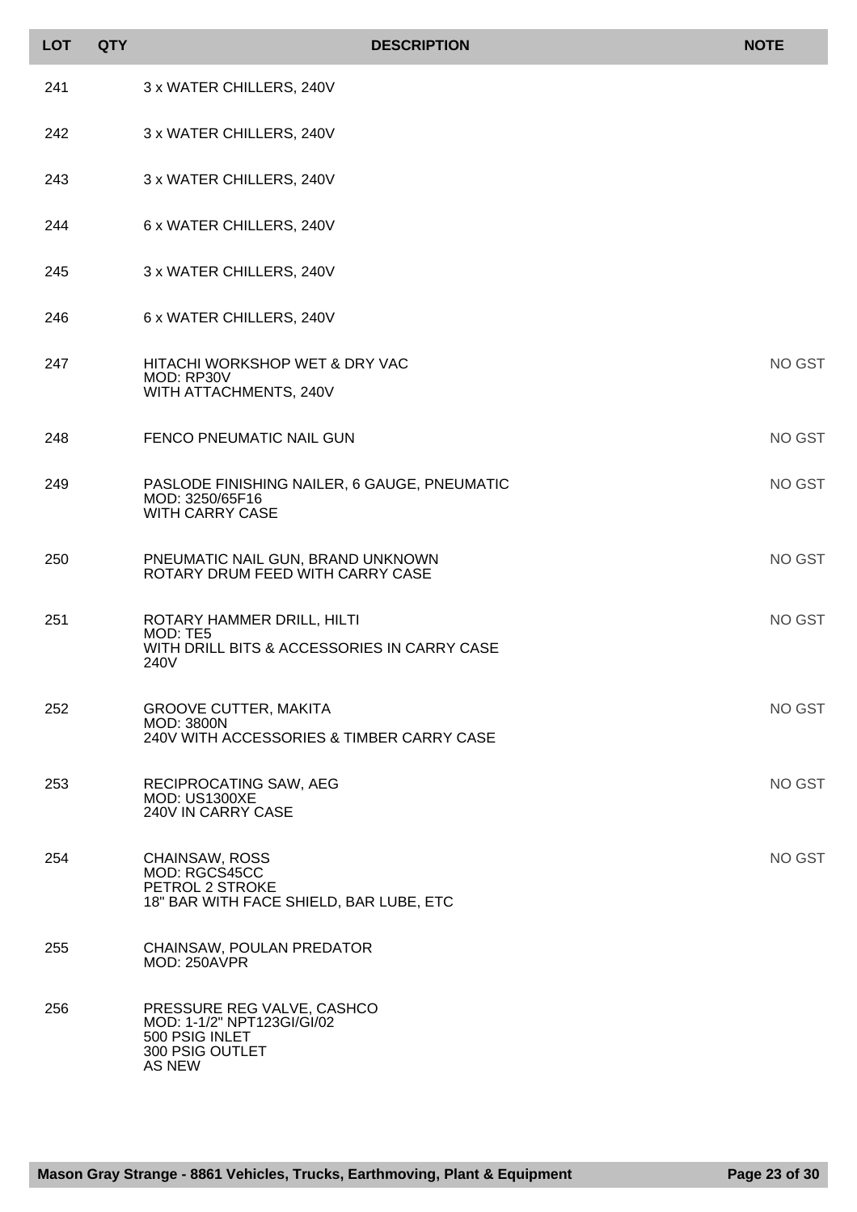| LOT | QTY | DESCRIPTION | NOTE |
|---|---|---|---|
| 241 | | 3 x WATER CHILLERS, 240V | |
| 242 | | 3 x WATER CHILLERS, 240V | |
| 243 | | 3 x WATER CHILLERS, 240V | |
| 244 | | 6 x WATER CHILLERS, 240V | |
| 245 | | 3 x WATER CHILLERS, 240V | |
| 246 | | 6 x WATER CHILLERS, 240V | |
| 247 | | HITACHI WORKSHOP WET & DRY VAC<br>MOD: RP30V<br>WITH ATTACHMENTS, 240V | NO GST |
| 248 | | FENCO PNEUMATIC NAIL GUN | NO GST |
| 249 | | PASLODE FINISHING NAILER, 6 GAUGE, PNEUMATIC<br>MOD: 3250/65F16<br>WITH CARRY CASE | NO GST |
| 250 | | PNEUMATIC NAIL GUN, BRAND UNKNOWN<br>ROTARY DRUM FEED WITH CARRY CASE | NO GST |
| 251 | | ROTARY HAMMER DRILL, HILTI<br>MOD: TE5<br>WITH DRILL BITS & ACCESSORIES IN CARRY CASE<br>240V | NO GST |
| 252 | | GROOVE CUTTER, MAKITA<br>MOD: 3800N<br>240V WITH ACCESSORIES & TIMBER CARRY CASE | NO GST |
| 253 | | RECIPROCATING SAW, AEG<br>MOD: US1300XE<br>240V IN CARRY CASE | NO GST |
| 254 | | CHAINSAW, ROSS<br>MOD: RGCS45CC<br>PETROL 2 STROKE<br>18" BAR WITH FACE SHIELD, BAR LUBE, ETC | NO GST |
| 255 | | CHAINSAW, POULAN PREDATOR<br>MOD: 250AVPR | |
| 256 | | PRESSURE REG VALVE, CASHCO<br>MOD: 1-1/2" NPT123GI/GI/02<br>500 PSIG INLET<br>300 PSIG OUTLET<br>AS NEW | |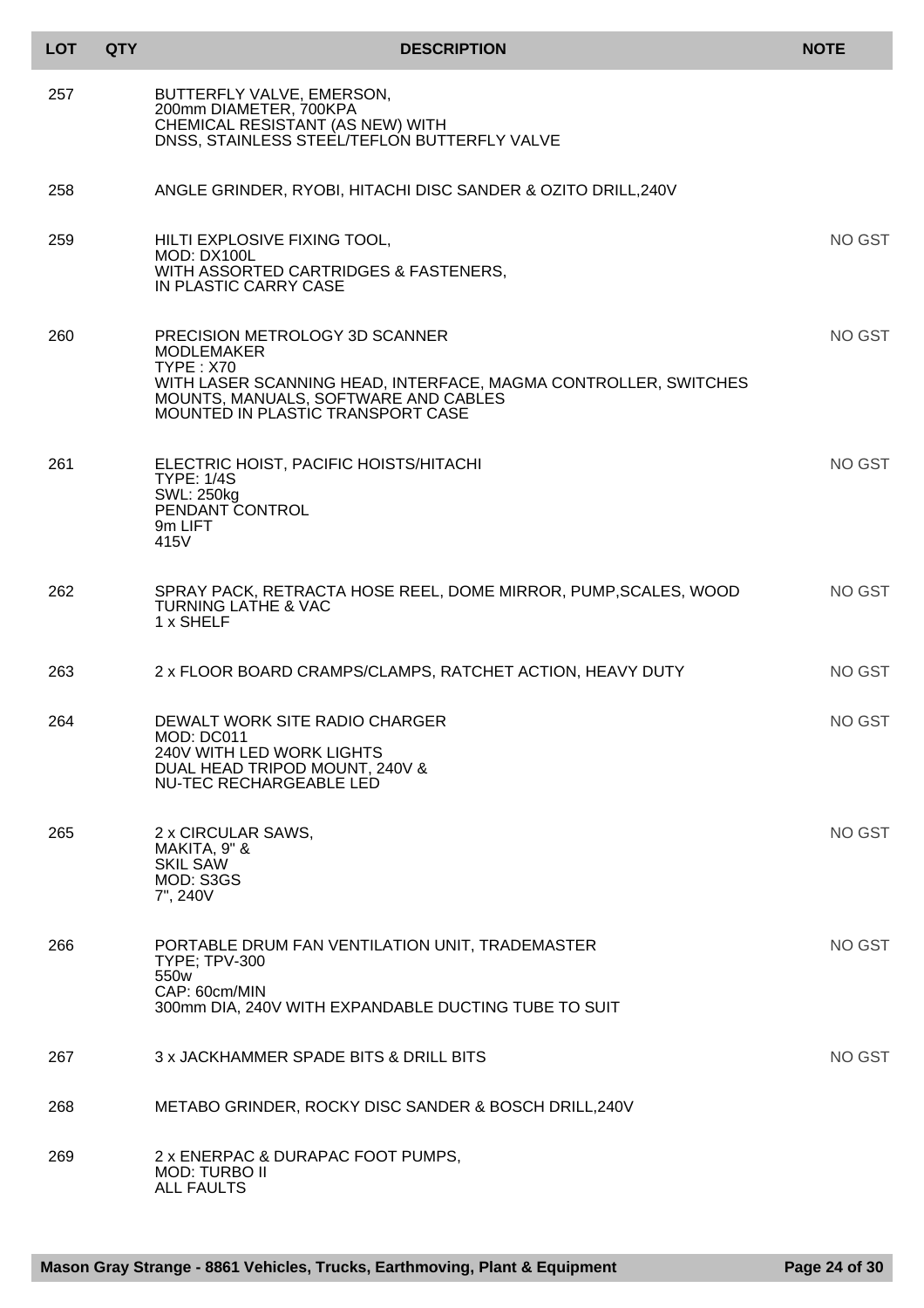| LOT | QTY | DESCRIPTION | NOTE |
|---|---|---|---|
| 257 | | BUTTERFLY VALVE, EMERSON, 200mm DIAMETER, 700KPA CHEMICAL RESISTANT (AS NEW) WITH DNSS, STAINLESS STEEL/TEFLON BUTTERFLY VALVE | |
| 258 | | ANGLE GRINDER, RYOBI, HITACHI DISC SANDER & OZITO DRILL,240V | |
| 259 | | HILTI EXPLOSIVE FIXING TOOL, MOD: DX100L WITH ASSORTED CARTRIDGES & FASTENERS, IN PLASTIC CARRY CASE | NO GST |
| 260 | | PRECISION METROLOGY 3D SCANNER MODLEMAKER TYPE : X70 WITH LASER SCANNING HEAD, INTERFACE, MAGMA CONTROLLER, SWITCHES MOUNTS, MANUALS, SOFTWARE AND CABLES MOUNTED IN PLASTIC TRANSPORT CASE | NO GST |
| 261 | | ELECTRIC HOIST, PACIFIC HOISTS/HITACHI TYPE: 1/4S SWL: 250kg PENDANT CONTROL 9m LIFT 415V | NO GST |
| 262 | | SPRAY PACK, RETRACTA HOSE REEL, DOME MIRROR, PUMP,SCALES, WOOD TURNING LATHE & VAC 1 x SHELF | NO GST |
| 263 | | 2 x FLOOR BOARD CRAMPS/CLAMPS, RATCHET ACTION, HEAVY DUTY | NO GST |
| 264 | | DEWALT WORK SITE RADIO CHARGER MOD: DC011 240V WITH LED WORK LIGHTS DUAL HEAD TRIPOD MOUNT, 240V & NU-TEC RECHARGEABLE LED | NO GST |
| 265 | | 2 x CIRCULAR SAWS, MAKITA, 9" & SKIL SAW MOD: S3GS 7", 240V | NO GST |
| 266 | | PORTABLE DRUM FAN VENTILATION UNIT, TRADEMASTER TYPE; TPV-300 550w CAP: 60cm/MIN 300mm DIA, 240V WITH EXPANDABLE DUCTING TUBE TO SUIT | NO GST |
| 267 | | 3 x JACKHAMMER SPADE BITS & DRILL BITS | NO GST |
| 268 | | METABO GRINDER, ROCKY DISC SANDER & BOSCH DRILL,240V | |
| 269 | | 2 x ENERPAC & DURAPAC FOOT PUMPS, MOD: TURBO II ALL FAULTS | |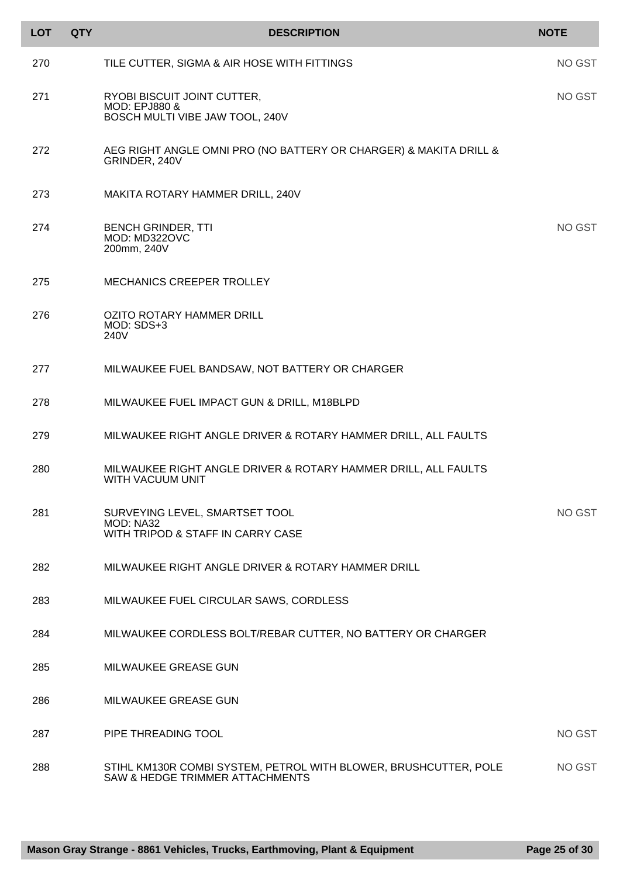| LOT | QTY | DESCRIPTION | NOTE |
|---|---|---|---|
| 270 | | TILE CUTTER, SIGMA & AIR HOSE WITH FITTINGS | NO GST |
| 271 | | RYOBI BISCUIT JOINT CUTTER, MOD: EPJ880 & BOSCH MULTI VIBE JAW TOOL, 240V | NO GST |
| 272 | | AEG RIGHT ANGLE OMNI PRO (NO BATTERY OR CHARGER) & MAKITA DRILL & GRINDER, 240V | |
| 273 | | MAKITA ROTARY HAMMER DRILL, 240V | |
| 274 | | BENCH GRINDER, TTI MOD: MD322OVC 200mm, 240V | NO GST |
| 275 | | MECHANICS CREEPER TROLLEY | |
| 276 | | OZITO ROTARY HAMMER DRILL MOD: SDS+3 240V | |
| 277 | | MILWAUKEE FUEL BANDSAW, NOT BATTERY OR CHARGER | |
| 278 | | MILWAUKEE FUEL IMPACT GUN & DRILL, M18BLPD | |
| 279 | | MILWAUKEE RIGHT ANGLE DRIVER & ROTARY HAMMER DRILL, ALL FAULTS | |
| 280 | | MILWAUKEE RIGHT ANGLE DRIVER & ROTARY HAMMER DRILL, ALL FAULTS WITH VACUUM UNIT | |
| 281 | | SURVEYING LEVEL, SMARTSET TOOL MOD: NA32 WITH TRIPOD & STAFF IN CARRY CASE | NO GST |
| 282 | | MILWAUKEE RIGHT ANGLE DRIVER & ROTARY HAMMER DRILL | |
| 283 | | MILWAUKEE FUEL CIRCULAR SAWS, CORDLESS | |
| 284 | | MILWAUKEE CORDLESS BOLT/REBAR CUTTER, NO BATTERY OR CHARGER | |
| 285 | | MILWAUKEE GREASE GUN | |
| 286 | | MILWAUKEE GREASE GUN | |
| 287 | | PIPE THREADING TOOL | NO GST |
| 288 | | STIHL KM130R COMBI SYSTEM, PETROL WITH BLOWER, BRUSHCUTTER, POLE SAW & HEDGE TRIMMER ATTACHMENTS | NO GST |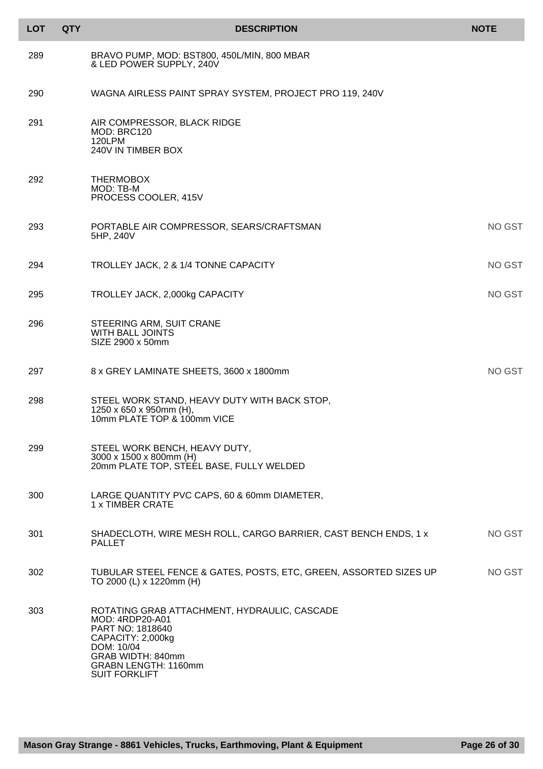| LOT | QTY | DESCRIPTION | NOTE |
|---|---|---|---|
| 289 | | BRAVO PUMP, MOD: BST800, 450L/MIN, 800 MBAR<br>& LED POWER SUPPLY, 240V | |
| 290 | | WAGNA AIRLESS PAINT SPRAY SYSTEM, PROJECT PRO 119, 240V | |
| 291 | | AIR COMPRESSOR, BLACK RIDGE<br>MOD: BRC120<br>120LPM<br>240V IN TIMBER BOX | |
| 292 | | THERMOBOX<br>MOD: TB-M<br>PROCESS COOLER, 415V | |
| 293 | | PORTABLE AIR COMPRESSOR, SEARS/CRAFTSMAN<br>5HP, 240V | NO GST |
| 294 | | TROLLEY JACK, 2 & 1/4 TONNE CAPACITY | NO GST |
| 295 | | TROLLEY JACK, 2,000kg CAPACITY | NO GST |
| 296 | | STEERING ARM, SUIT CRANE<br>WITH BALL JOINTS<br>SIZE 2900 x 50mm | |
| 297 | | 8 x GREY LAMINATE SHEETS, 3600 x 1800mm | NO GST |
| 298 | | STEEL WORK STAND, HEAVY DUTY WITH BACK STOP,<br>1250 x 650 x 950mm (H),<br>10mm PLATE TOP & 100mm VICE | |
| 299 | | STEEL WORK BENCH, HEAVY DUTY,<br>3000 x 1500 x 800mm (H)<br>20mm PLATE TOP, STEEL BASE, FULLY WELDED | |
| 300 | | LARGE QUANTITY PVC CAPS, 60 & 60mm DIAMETER,<br>1 x TIMBER CRATE | |
| 301 | | SHADECLOTH, WIRE MESH ROLL, CARGO BARRIER, CAST BENCH ENDS, 1 x PALLET | NO GST |
| 302 | | TUBULAR STEEL FENCE & GATES, POSTS, ETC, GREEN, ASSORTED SIZES UP TO 2000 (L) x 1220mm (H) | NO GST |
| 303 | | ROTATING GRAB ATTACHMENT, HYDRAULIC, CASCADE<br>MOD: 4RDP20-A01<br>PART NO: 1818640<br>CAPACITY: 2,000kg<br>DOM: 10/04<br>GRAB WIDTH: 840mm<br>GRABN LENGTH: 1160mm<br>SUIT FORKLIFT | |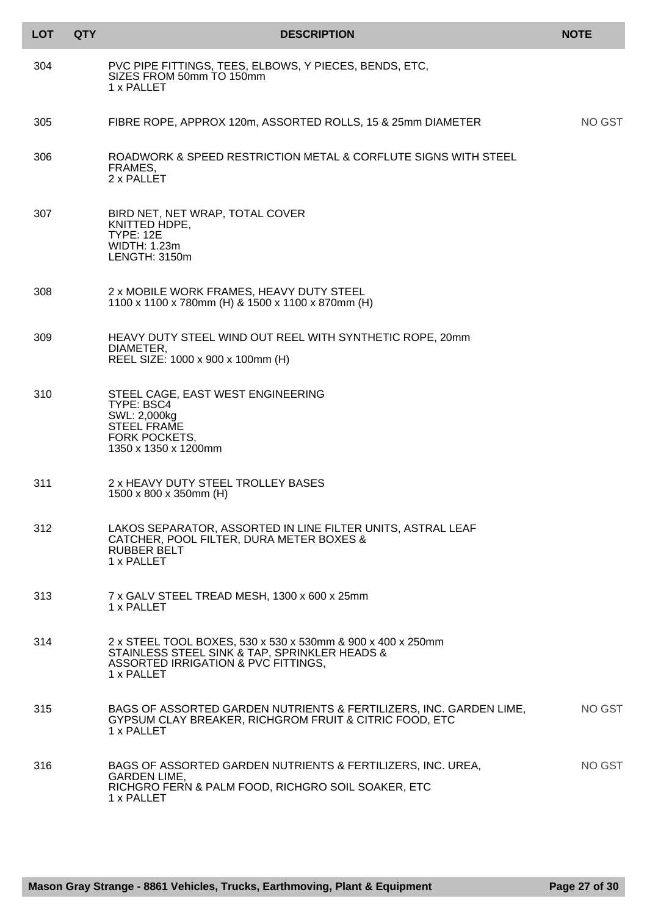| LOT | QTY | DESCRIPTION | NOTE |
| --- | --- | --- | --- |
| 304 | | PVC PIPE FITTINGS, TEES, ELBOWS, Y PIECES, BENDS, ETC, SIZES FROM 50mm TO 150mm<br>1 x PALLET | |
| 305 | | FIBRE ROPE, APPROX 120m, ASSORTED ROLLS, 15 & 25mm DIAMETER | NO GST |
| 306 | | ROADWORK & SPEED RESTRICTION METAL & CORFLUTE SIGNS WITH STEEL FRAMES,<br>2 x PALLET | |
| 307 | | BIRD NET, NET WRAP, TOTAL COVER<br>KNITTED HDPE,<br>TYPE: 12E<br>WIDTH: 1.23m<br>LENGTH: 3150m | |
| 308 | | 2 x MOBILE WORK FRAMES, HEAVY DUTY STEEL<br>1100 x 1100 x 780mm (H) & 1500 x 1100 x 870mm (H) | |
| 309 | | HEAVY DUTY STEEL WIND OUT REEL WITH SYNTHETIC ROPE, 20mm DIAMETER,<br>REEL SIZE: 1000 x 900 x 100mm (H) | |
| 310 | | STEEL CAGE, EAST WEST ENGINEERING<br>TYPE: BSC4<br>SWL: 2,000kg<br>STEEL FRAME<br>FORK POCKETS,<br>1350 x 1350 x 1200mm | |
| 311 | | 2 x HEAVY DUTY STEEL TROLLEY BASES<br>1500 x 800 x 350mm (H) | |
| 312 | | LAKOS SEPARATOR, ASSORTED IN LINE FILTER UNITS, ASTRAL LEAF CATCHER, POOL FILTER, DURA METER BOXES &<br>RUBBER BELT<br>1 x PALLET | |
| 313 | | 7 x GALV STEEL TREAD MESH, 1300 x 600 x 25mm<br>1 x PALLET | |
| 314 | | 2 x STEEL TOOL BOXES, 530 x 530 x 530mm & 900 x 400 x 250mm<br>STAINLESS STEEL SINK & TAP, SPRINKLER HEADS &<br>ASSORTED IRRIGATION & PVC FITTINGS,<br>1 x PALLET | |
| 315 | | BAGS OF ASSORTED GARDEN NUTRIENTS & FERTILIZERS, INC. GARDEN LIME, GYPSUM CLAY BREAKER, RICHGROM FRUIT & CITRIC FOOD, ETC<br>1 x PALLET | NO GST |
| 316 | | BAGS OF ASSORTED GARDEN NUTRIENTS & FERTILIZERS, INC. UREA, GARDEN LIME,<br>RICHGRO FERN & PALM FOOD, RICHGRO SOIL SOAKER, ETC<br>1 x PALLET | NO GST |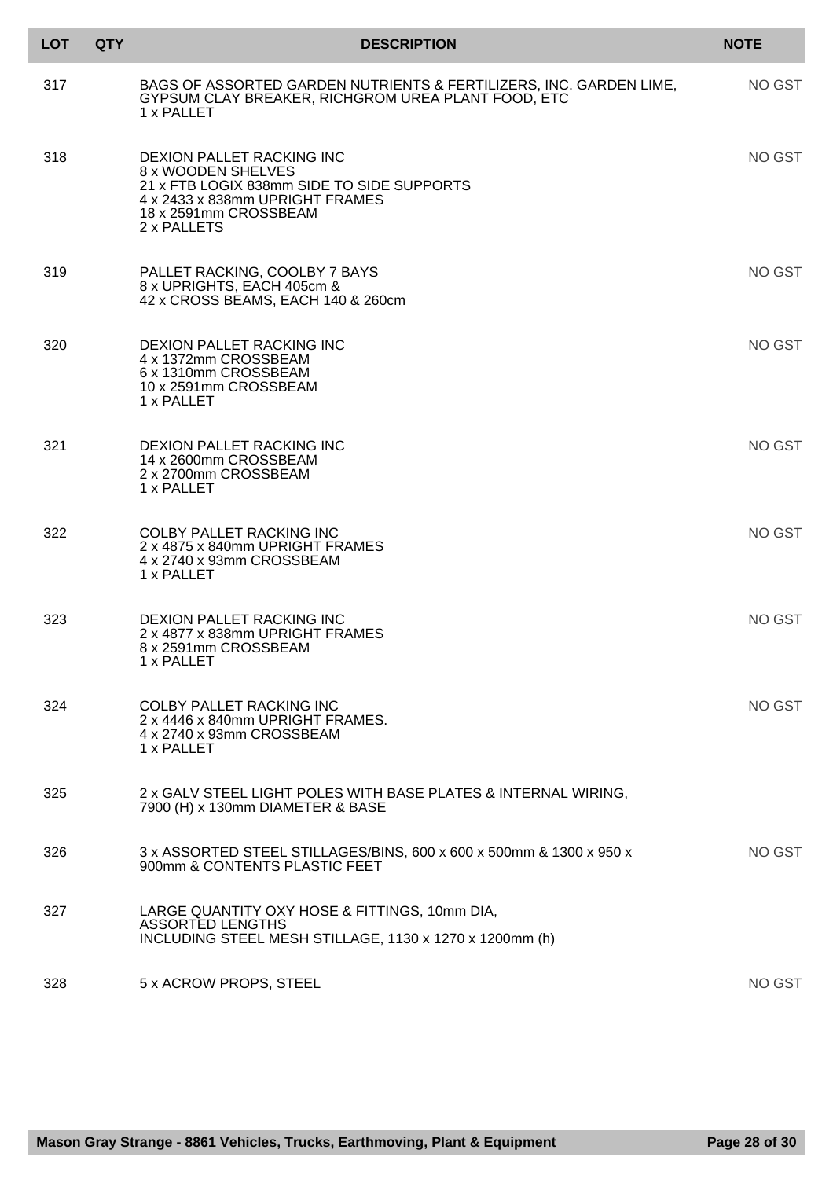| LOT | QTY | DESCRIPTION | NOTE |
|---|---|---|---|
| 317 | | BAGS OF ASSORTED GARDEN NUTRIENTS & FERTILIZERS, INC. GARDEN LIME, GYPSUM CLAY BREAKER, RICHGROM UREA PLANT FOOD, ETC<br>1 x PALLET | NO GST |
| 318 | | DEXION PALLET RACKING INC<br>8 x WOODEN SHELVES<br>21 x FTB LOGIX 838mm SIDE TO SIDE SUPPORTS<br>4 x 2433 x 838mm UPRIGHT FRAMES<br>18 x 2591mm CROSSBEAM<br>2 x PALLETS | NO GST |
| 319 | | PALLET RACKING, COOLBY 7 BAYS<br>8 x UPRIGHTS, EACH 405cm &<br>42 x CROSS BEAMS, EACH 140 & 260cm | NO GST |
| 320 | | DEXION PALLET RACKING INC<br>4 x 1372mm CROSSBEAM<br>6 x 1310mm CROSSBEAM<br>10 x 2591mm CROSSBEAM<br>1 x PALLET | NO GST |
| 321 | | DEXION PALLET RACKING INC<br>14 x 2600mm CROSSBEAM<br>2 x 2700mm CROSSBEAM<br>1 x PALLET | NO GST |
| 322 | | COLBY PALLET RACKING INC<br>2 x 4875 x 840mm UPRIGHT FRAMES<br>4 x 2740 x 93mm CROSSBEAM<br>1 x PALLET | NO GST |
| 323 | | DEXION PALLET RACKING INC<br>2 x 4877 x 838mm UPRIGHT FRAMES<br>8 x 2591mm CROSSBEAM<br>1 x PALLET | NO GST |
| 324 | | COLBY PALLET RACKING INC<br>2 x 4446 x 840mm UPRIGHT FRAMES.<br>4 x 2740 x 93mm CROSSBEAM<br>1 x PALLET | NO GST |
| 325 | | 2 x GALV STEEL LIGHT POLES WITH BASE PLATES & INTERNAL WIRING, 7900 (H) x 130mm DIAMETER & BASE | |
| 326 | | 3 x ASSORTED STEEL STILLAGES/BINS, 600 x 600 x 500mm & 1300 x 950 x 900mm & CONTENTS PLASTIC FEET | NO GST |
| 327 | | LARGE QUANTITY OXY HOSE & FITTINGS, 10mm DIA, ASSORTED LENGTHS<br>INCLUDING STEEL MESH STILLAGE, 1130 x 1270 x 1200mm (h) | |
| 328 | | 5 x ACROW PROPS, STEEL | NO GST |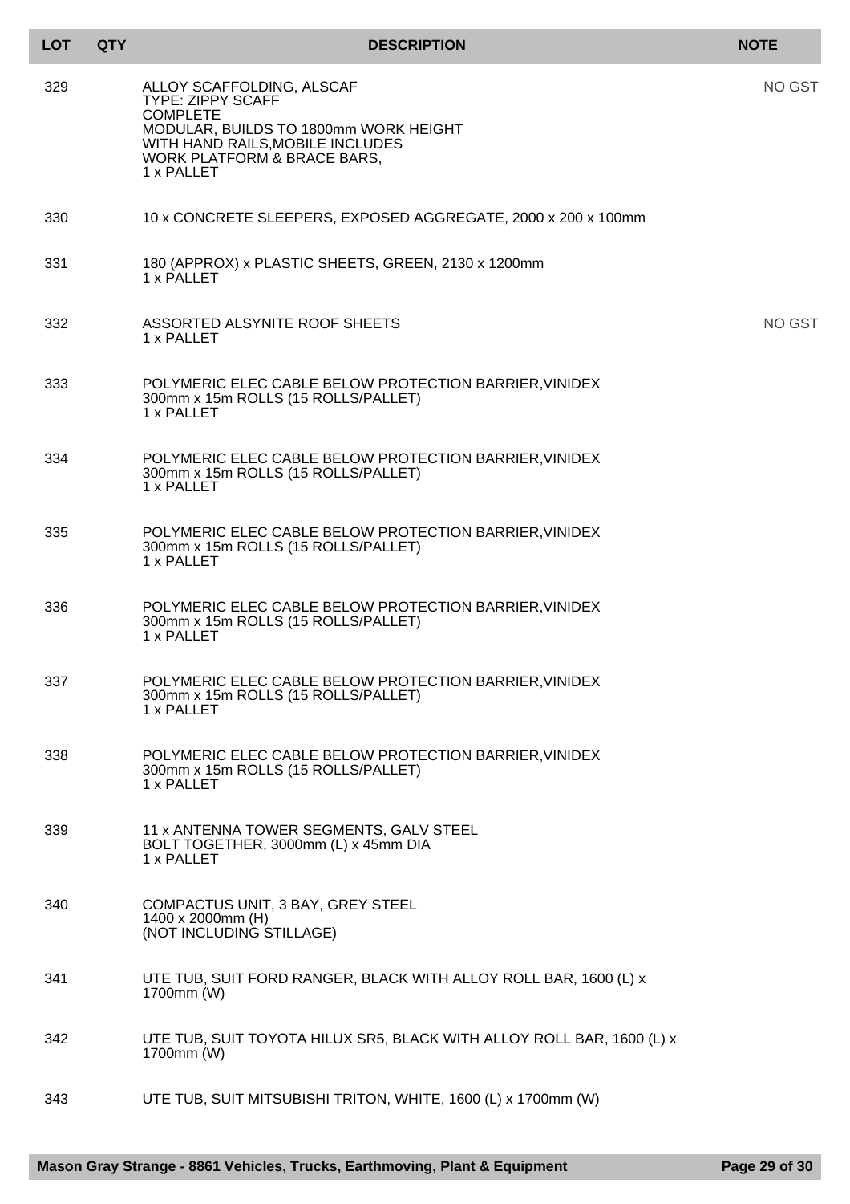| LOT | QTY | DESCRIPTION | NOTE |
|---|---|---|---|
| 329 | | ALLOY SCAFFOLDING, ALSCAF<br>TYPE: ZIPPY SCAFF<br>COMPLETE<br>MODULAR, BUILDS TO 1800mm WORK HEIGHT<br>WITH HAND RAILS,MOBILE INCLUDES<br>WORK PLATFORM & BRACE BARS,<br>1 x PALLET | NO GST |
| 330 | | 10 x CONCRETE SLEEPERS, EXPOSED AGGREGATE, 2000 x 200 x 100mm | |
| 331 | | 180 (APPROX) x PLASTIC SHEETS, GREEN, 2130 x 1200mm<br>1 x PALLET | |
| 332 | | ASSORTED ALSYNITE ROOF SHEETS<br>1 x PALLET | NO GST |
| 333 | | POLYMERIC ELEC CABLE BELOW PROTECTION BARRIER,VINIDEX<br>300mm x 15m ROLLS (15 ROLLS/PALLET)<br>1 x PALLET | |
| 334 | | POLYMERIC ELEC CABLE BELOW PROTECTION BARRIER,VINIDEX<br>300mm x 15m ROLLS (15 ROLLS/PALLET)<br>1 x PALLET | |
| 335 | | POLYMERIC ELEC CABLE BELOW PROTECTION BARRIER,VINIDEX<br>300mm x 15m ROLLS (15 ROLLS/PALLET)<br>1 x PALLET | |
| 336 | | POLYMERIC ELEC CABLE BELOW PROTECTION BARRIER,VINIDEX<br>300mm x 15m ROLLS (15 ROLLS/PALLET)<br>1 x PALLET | |
| 337 | | POLYMERIC ELEC CABLE BELOW PROTECTION BARRIER,VINIDEX<br>300mm x 15m ROLLS (15 ROLLS/PALLET)<br>1 x PALLET | |
| 338 | | POLYMERIC ELEC CABLE BELOW PROTECTION BARRIER,VINIDEX<br>300mm x 15m ROLLS (15 ROLLS/PALLET)<br>1 x PALLET | |
| 339 | | 11 x ANTENNA TOWER SEGMENTS, GALV STEEL<br>BOLT TOGETHER, 3000mm (L) x 45mm DIA<br>1 x PALLET | |
| 340 | | COMPACTUS UNIT, 3 BAY, GREY STEEL<br>1400 x 2000mm (H)<br>(NOT INCLUDING STILLAGE) | |
| 341 | | UTE TUB, SUIT FORD RANGER, BLACK WITH ALLOY ROLL BAR, 1600 (L) x<br>1700mm (W) | |
| 342 | | UTE TUB, SUIT TOYOTA HILUX SR5, BLACK WITH ALLOY ROLL BAR, 1600 (L) x<br>1700mm (W) | |
| 343 | | UTE TUB, SUIT MITSUBISHI TRITON, WHITE, 1600 (L) x 1700mm (W) | |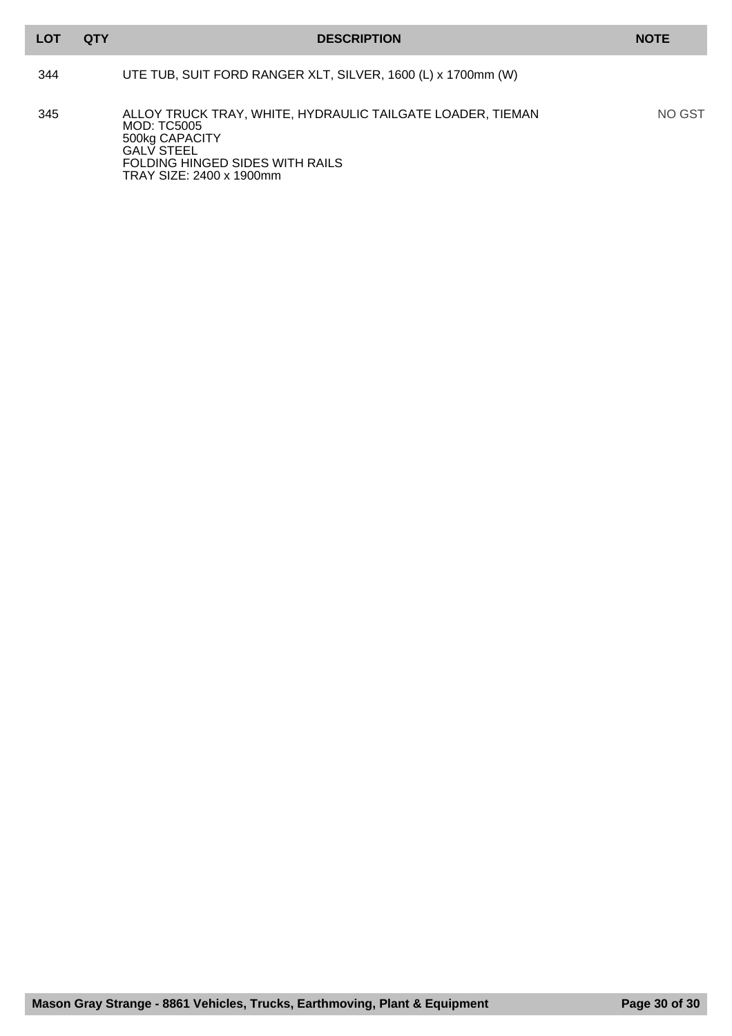| LOT | QTY | DESCRIPTION | NOTE |
| --- | --- | --- | --- |
| 344 | | UTE TUB, SUIT FORD RANGER XLT, SILVER, 1600 (L) x 1700mm (W) | |
| 345 | | ALLOY TRUCK TRAY, WHITE, HYDRAULIC TAILGATE LOADER, TIEMAN<br>MOD: TC5005<br>500kg CAPACITY<br>GALV STEEL<br>FOLDING HINGED SIDES WITH RAILS<br>TRAY SIZE: 2400 x 1900mm | NO GST |